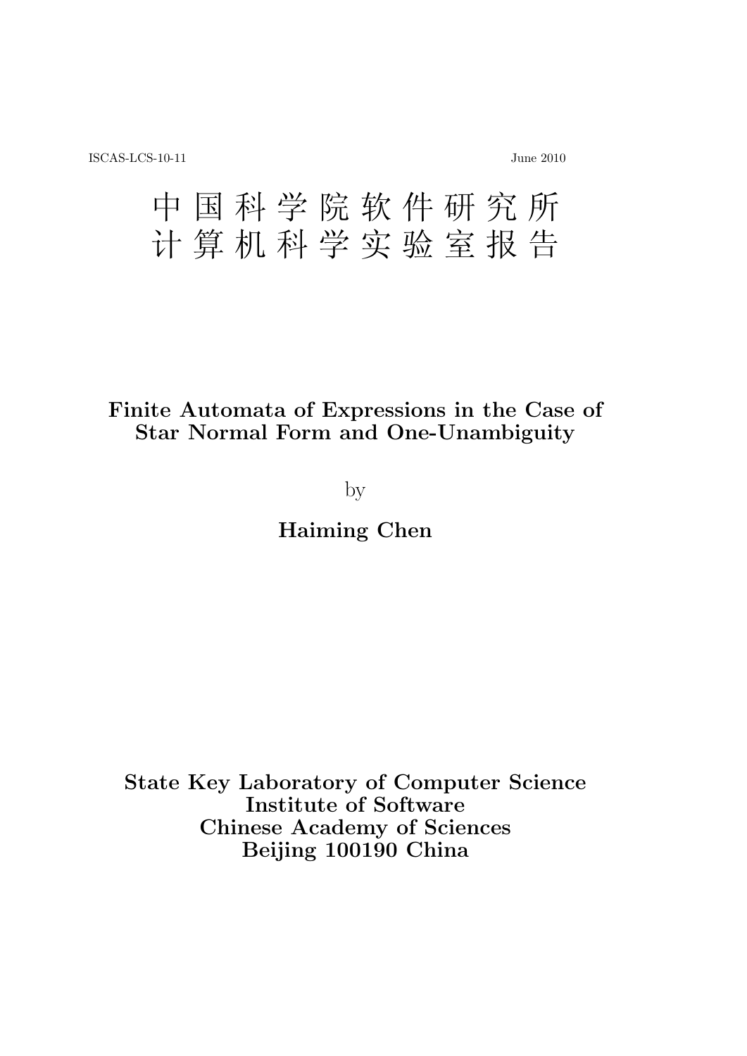ISCAS-LCS-10-11 June 2010

# 中 国 科 学 院 软 件 研 究 所
# 计 算 机 科 学 实 验 室 报 告

## Finite Automata of Expressions in the Case of Star Normal Form and One-Unambiguity

by

**Haiming Chen**

**State Key Laboratory of Computer Science**
**Institute of Software**
**Chinese Academy of Sciences**
**Beijing 100190 China**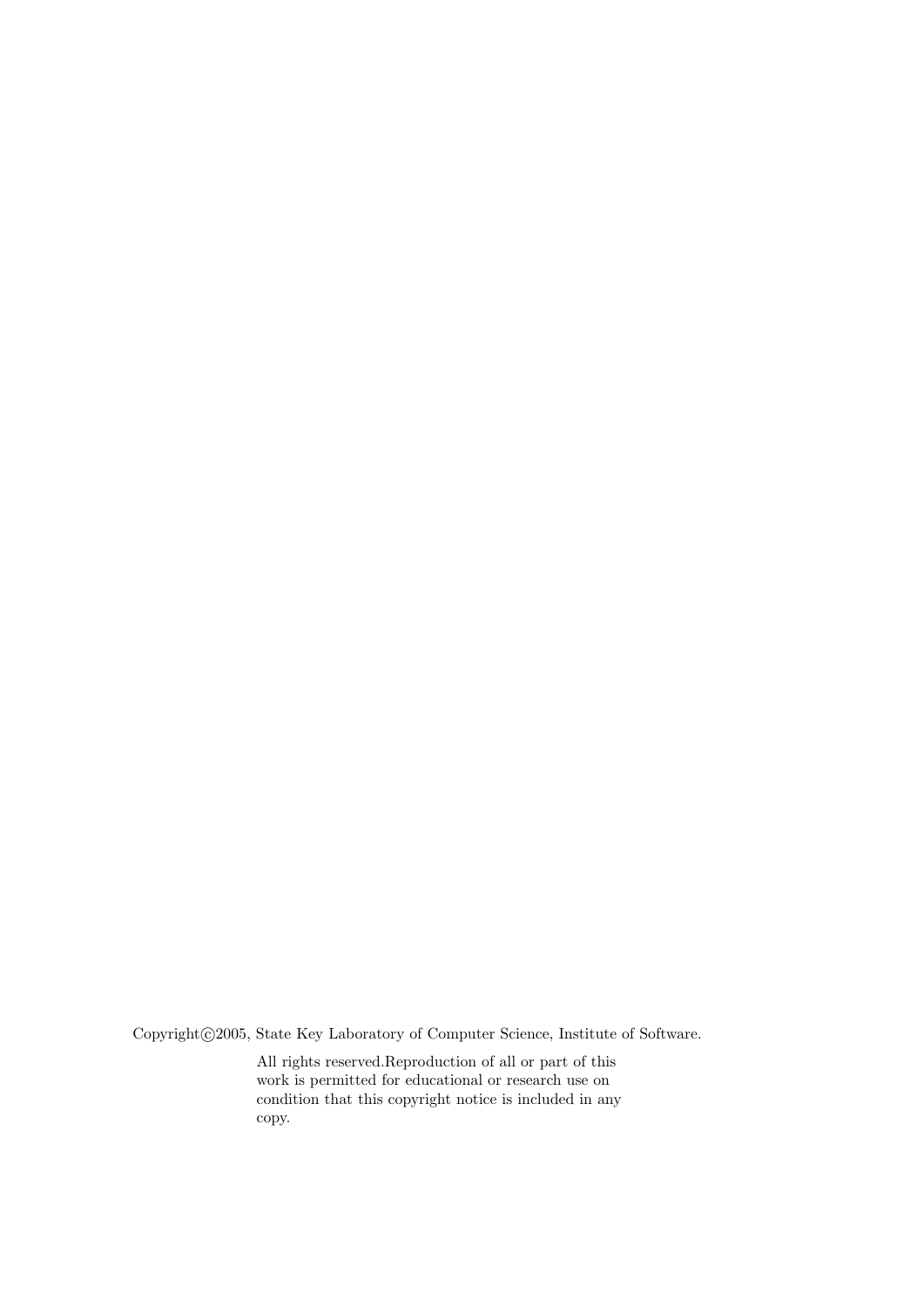Copyright©2005, State Key Laboratory of Computer Science, Institute of Software.

All rights reserved.Reproduction of all or part of this work is permitted for educational or research use on condition that this copyright notice is included in any copy.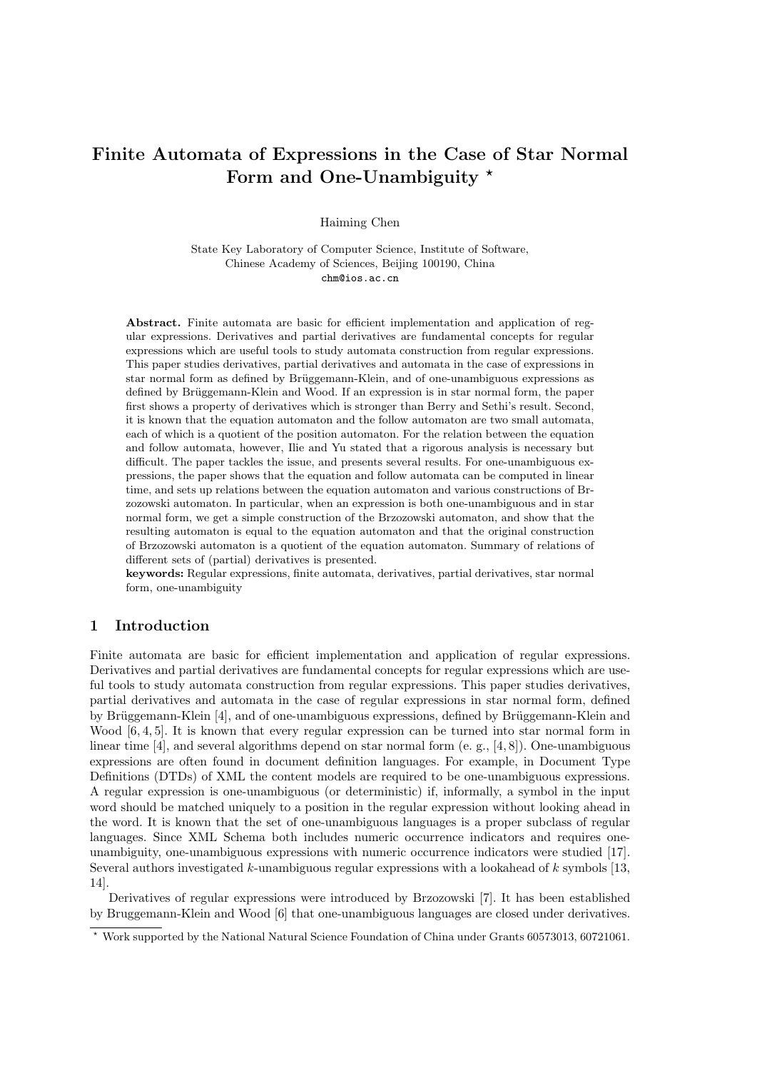# Finite Automata of Expressions in the Case of Star Normal Form and One-Unambiguity *

Haiming Chen

State Key Laboratory of Computer Science, Institute of Software,
Chinese Academy of Sciences, Beijing 100190, China
chm@ios.ac.cn

**Abstract.** Finite automata are basic for efficient implementation and application of regular expressions. Derivatives and partial derivatives are fundamental concepts for regular expressions which are useful tools to study automata construction from regular expressions. This paper studies derivatives, partial derivatives and automata in the case of expressions in star normal form as defined by Brüggemann-Klein, and of one-unambiguous expressions as defined by Brüggemann-Klein and Wood. If an expression is in star normal form, the paper first shows a property of derivatives which is stronger than Berry and Sethi's result. Second, it is known that the equation automaton and the follow automaton are two small automata, each of which is a quotient of the position automaton. For the relation between the equation and follow automata, however, Ilie and Yu stated that a rigorous analysis is necessary but difficult. The paper tackles the issue, and presents several results. For one-unambiguous expressions, the paper shows that the equation and follow automata can be computed in linear time, and sets up relations between the equation automaton and various constructions of Brzozowski automaton. In particular, when an expression is both one-unambiguous and in star normal form, we get a simple construction of the Brzozowski automaton, and show that the resulting automaton is equal to the equation automaton and that the original construction of Brzozowski automaton is a quotient of the equation automaton. Summary of relations of different sets of (partial) derivatives is presented.

**keywords:** Regular expressions, finite automata, derivatives, partial derivatives, star normal form, one-unambiguity

## 1 Introduction

Finite automata are basic for efficient implementation and application of regular expressions. Derivatives and partial derivatives are fundamental concepts for regular expressions which are useful tools to study automata construction from regular expressions. This paper studies derivatives, partial derivatives and automata in the case of regular expressions in star normal form, defined by Brüggemann-Klein [4], and of one-unambiguous expressions, defined by Brüggemann-Klein and Wood [6, 4, 5]. It is known that every regular expression can be turned into star normal form in linear time [4], and several algorithms depend on star normal form (e. g., [4, 8]). One-unambiguous expressions are often found in document definition languages. For example, in Document Type Definitions (DTDs) of XML the content models are required to be one-unambiguous expressions. A regular expression is one-unambiguous (or deterministic) if, informally, a symbol in the input word should be matched uniquely to a position in the regular expression without looking ahead in the word. It is known that the set of one-unambiguous languages is a proper subclass of regular languages. Since XML Schema both includes numeric occurrence indicators and requires one-unambiguity, one-unambiguous expressions with numeric occurrence indicators were studied [17]. Several authors investigated $k$-unambiguous regular expressions with a lookahead of $k$ symbols [13, 14].

Derivatives of regular expressions were introduced by Brzozowski [7]. It has been established by Bruggemann-Klein and Wood [6] that one-unambiguous languages are closed under derivatives.

* Work supported by the National Natural Science Foundation of China under Grants 60573013, 60721061.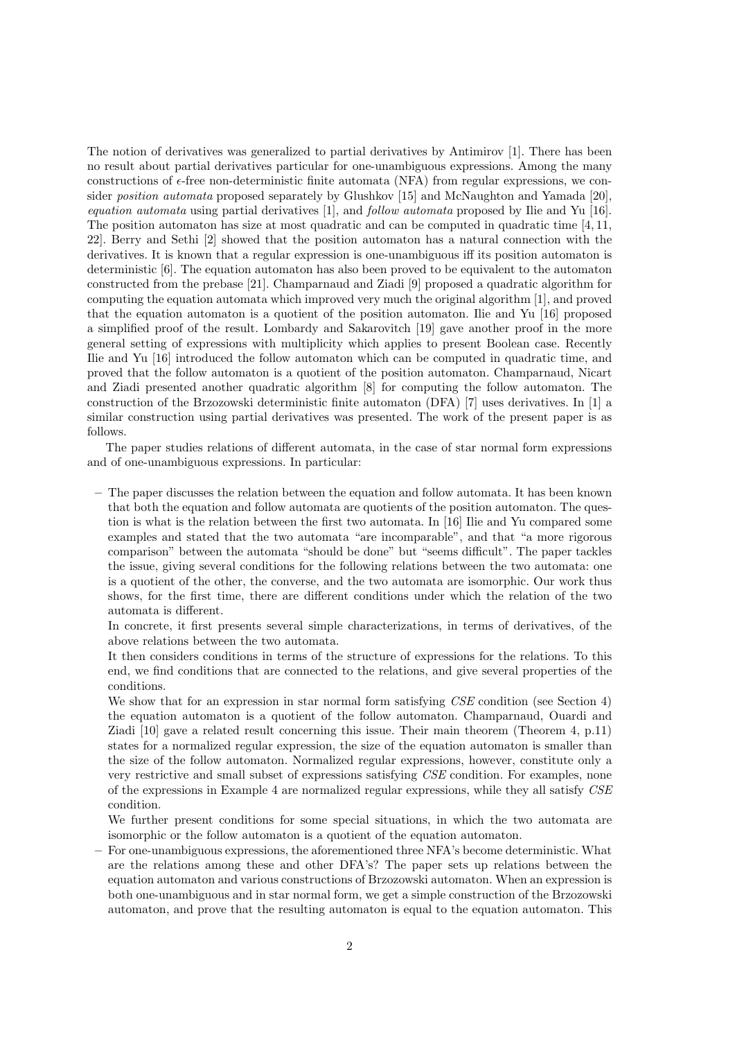The notion of derivatives was generalized to partial derivatives by Antimirov [1]. There has been no result about partial derivatives particular for one-unambiguous expressions. Among the many constructions of $\epsilon$-free non-deterministic finite automata (NFA) from regular expressions, we consider *position automata* proposed separately by Glushkov [15] and McNaughton and Yamada [20], *equation automata* using partial derivatives [1], and *follow automata* proposed by Ilie and Yu [16]. The position automaton has size at most quadratic and can be computed in quadratic time [4, 11, 22]. Berry and Sethi [2] showed that the position automaton has a natural connection with the derivatives. It is known that a regular expression is one-unambiguous iff its position automaton is deterministic [6]. The equation automaton has also been proved to be equivalent to the automaton constructed from the prebase [21]. Champarnaud and Ziadi [9] proposed a quadratic algorithm for computing the equation automata which improved very much the original algorithm [1], and proved that the equation automaton is a quotient of the position automaton. Ilie and Yu [16] proposed a simplified proof of the result. Lombardy and Sakarovitch [19] gave another proof in the more general setting of expressions with multiplicity which applies to present Boolean case. Recently Ilie and Yu [16] introduced the follow automaton which can be computed in quadratic time, and proved that the follow automaton is a quotient of the position automaton. Champarnaud, Nicart and Ziadi presented another quadratic algorithm [8] for computing the follow automaton. The construction of the Brzozowski deterministic finite automaton (DFA) [7] uses derivatives. In [1] a similar construction using partial derivatives was presented. The work of the present paper is as follows.

The paper studies relations of different automata, in the case of star normal form expressions and of one-unambiguous expressions. In particular:

- The paper discusses the relation between the equation and follow automata. It has been known that both the equation and follow automata are quotients of the position automaton. The question is what is the relation between the first two automata. In [16] Ilie and Yu compared some examples and stated that the two automata "are incomparable", and that "a more rigorous comparison" between the automata "should be done" but "seems difficult". The paper tackles the issue, giving several conditions for the following relations between the two automata: one is a quotient of the other, the converse, and the two automata are isomorphic. Our work thus shows, for the first time, there are different conditions under which the relation of the two automata is different.

  In concrete, it first presents several simple characterizations, in terms of derivatives, of the above relations between the two automata.

  It then considers conditions in terms of the structure of expressions for the relations. To this end, we find conditions that are connected to the relations, and give several properties of the conditions.

  We show that for an expression in star normal form satisfying *CSE* condition (see Section 4) the equation automaton is a quotient of the follow automaton. Champarnaud, Ouardi and Ziadi [10] gave a related result concerning this issue. Their main theorem (Theorem 4, p.11) states for a normalized regular expression, the size of the equation automaton is smaller than the size of the follow automaton. Normalized regular expressions, however, constitute only a very restrictive and small subset of expressions satisfying *CSE* condition. For examples, none of the expressions in Example 4 are normalized regular expressions, while they all satisfy *CSE* condition.

  We further present conditions for some special situations, in which the two automata are isomorphic or the follow automaton is a quotient of the equation automaton.
- For one-unambiguous expressions, the aforementioned three NFA's become deterministic. What are the relations among these and other DFA's? The paper sets up relations between the equation automaton and various constructions of Brzozowski automaton. When an expression is both one-unambiguous and in star normal form, we get a simple construction of the Brzozowski automaton, and prove that the resulting automaton is equal to the equation automaton. This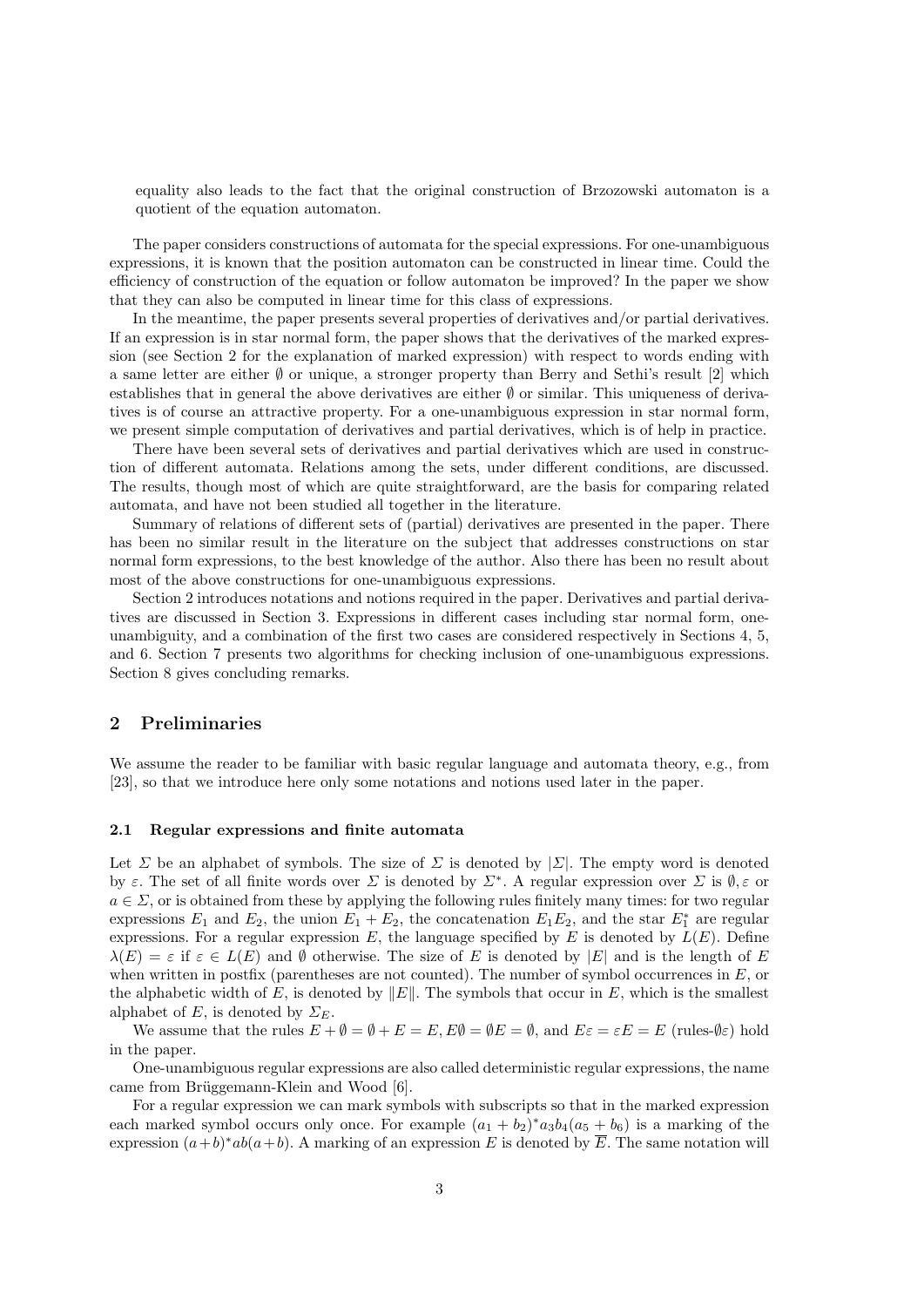equality also leads to the fact that the original construction of Brzozowski automaton is a quotient of the equation automaton.

The paper considers constructions of automata for the special expressions. For one-unambiguous expressions, it is known that the position automaton can be constructed in linear time. Could the efficiency of construction of the equation or follow automaton be improved? In the paper we show that they can also be computed in linear time for this class of expressions.

In the meantime, the paper presents several properties of derivatives and/or partial derivatives. If an expression is in star normal form, the paper shows that the derivatives of the marked expression (see Section 2 for the explanation of marked expression) with respect to words ending with a same letter are either $\emptyset$ or unique, a stronger property than Berry and Sethi's result [2] which establishes that in general the above derivatives are either $\emptyset$ or similar. This uniqueness of derivatives is of course an attractive property. For a one-unambiguous expression in star normal form, we present simple computation of derivatives and partial derivatives, which is of help in practice.

There have been several sets of derivatives and partial derivatives which are used in construction of different automata. Relations among the sets, under different conditions, are discussed. The results, though most of which are quite straightforward, are the basis for comparing related automata, and have not been studied all together in the literature.

Summary of relations of different sets of (partial) derivatives are presented in the paper. There has been no similar result in the literature on the subject that addresses constructions on star normal form expressions, to the best knowledge of the author. Also there has been no result about most of the above constructions for one-unambiguous expressions.

Section 2 introduces notations and notions required in the paper. Derivatives and partial derivatives are discussed in Section 3. Expressions in different cases including star normal form, one-unambiguity, and a combination of the first two cases are considered respectively in Sections 4, 5, and 6. Section 7 presents two algorithms for checking inclusion of one-unambiguous expressions. Section 8 gives concluding remarks.

## 2 Preliminaries

We assume the reader to be familiar with basic regular language and automata theory, e.g., from [23], so that we introduce here only some notations and notions used later in the paper.

### 2.1 Regular expressions and finite automata

Let $\Sigma$ be an alphabet of symbols. The size of $\Sigma$ is denoted by $|\Sigma|$. The empty word is denoted by $\varepsilon$. The set of all finite words over $\Sigma$ is denoted by $\Sigma^*$. A regular expression over $\Sigma$ is $\emptyset, \varepsilon$ or $a \in \Sigma$, or is obtained from these by applying the following rules finitely many times: for two regular expressions $E_1$ and $E_2$, the union $E_1 + E_2$, the concatenation $E_1E_2$, and the star $E_1^*$ are regular expressions. For a regular expression $E$, the language specified by $E$ is denoted by $L(E)$. Define $\lambda(E) = \varepsilon$ if $\varepsilon \in L(E)$ and $\emptyset$ otherwise. The size of $E$ is denoted by $|E|$ and is the length of $E$ when written in postfix (parentheses are not counted). The number of symbol occurrences in $E$, or the alphabetic width of $E$, is denoted by $\|E\|$. The symbols that occur in $E$, which is the smallest alphabet of $E$, is denoted by $\Sigma_E$.

We assume that the rules $E + \emptyset = \emptyset + E = E, E\emptyset = \emptyset E = \emptyset$, and $E\varepsilon = \varepsilon E = E$ (rules-$\emptyset\varepsilon$) hold in the paper.

One-unambiguous regular expressions are also called deterministic regular expressions, the name came from Brüggemann-Klein and Wood [6].

For a regular expression we can mark symbols with subscripts so that in the marked expression each marked symbol occurs only once. For example $(a_1 + b_2)^*a_3b_4(a_5 + b_6)$ is a marking of the expression $(a+b)^*ab(a+b)$. A marking of an expression $E$ is denoted by $\overline{E}$. The same notation will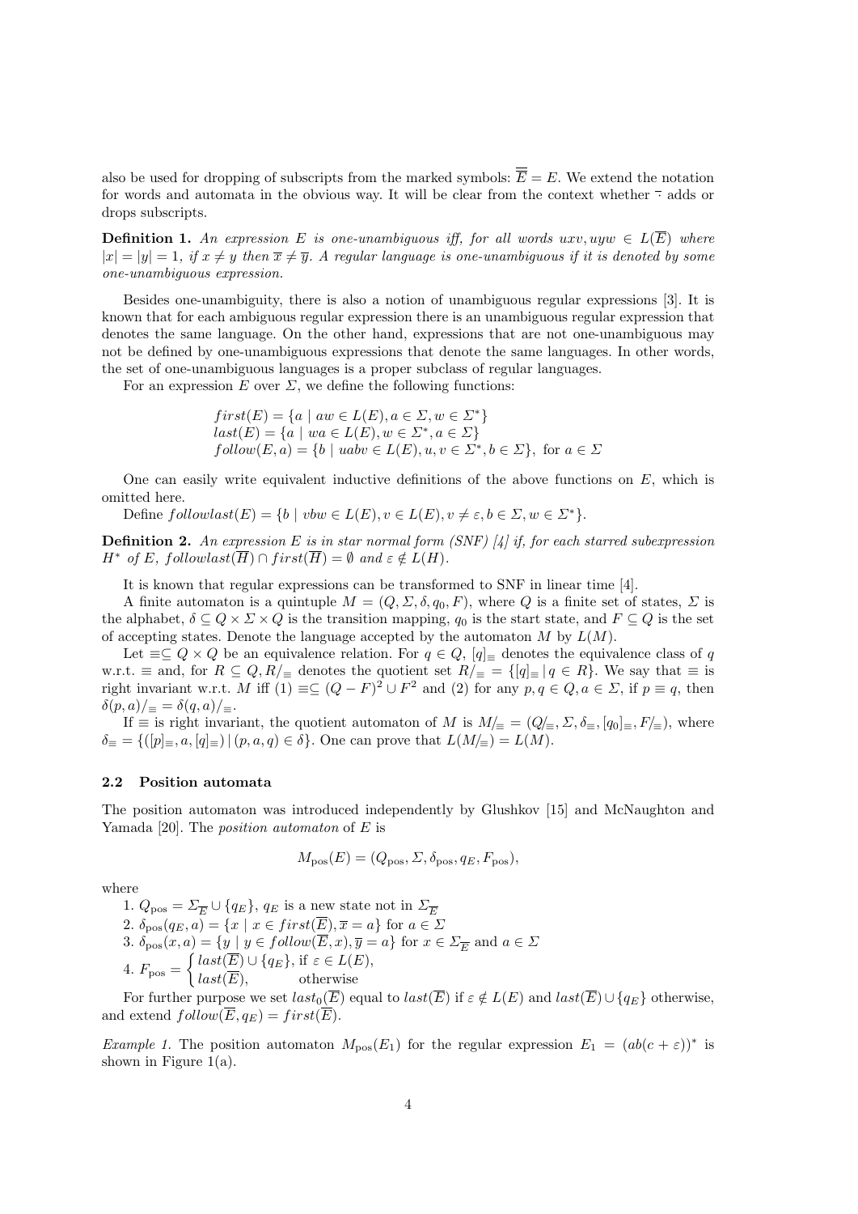also be used for dropping of subscripts from the marked symbols: $\overline{\overline{E}} = E$. We extend the notation for words and automata in the obvious way. It will be clear from the context whether $\bar{\cdot}$ adds or drops subscripts.

**Definition 1.** *An expression $E$ is one-unambiguous iff, for all words $uxv, uyw \in L(\overline{E})$ where $|x| = |y| = 1$, if $x \neq y$ then $\overline{x} \neq \overline{y}$. A regular language is one-unambiguous if it is denoted by some one-unambiguous expression.*

Besides one-unambiguity, there is also a notion of unambiguous regular expressions [3]. It is known that for each ambiguous regular expression there is an unambiguous regular expression that denotes the same language. On the other hand, expressions that are not one-unambiguous may not be defined by one-unambiguous expressions that denote the same languages. In other words, the set of one-unambiguous languages is a proper subclass of regular languages.

For an expression $E$ over $\Sigma$, we define the following functions:

$$
\begin{aligned}
&first(E) = \{a \mid aw \in L(E), a \in \Sigma, w \in \Sigma^*\}\\
&last(E) = \{a \mid wa \in L(E), w \in \Sigma^*, a \in \Sigma\}\\
&follow(E, a) = \{b \mid uabv \in L(E), u, v \in \Sigma^*, b \in \Sigma\}, \text{ for } a \in \Sigma
\end{aligned}
$$

One can easily write equivalent inductive definitions of the above functions on $E$, which is omitted here.

Define $followlast(E) = \{b \mid vbw \in L(E), v \in L(E), v \neq \varepsilon, b \in \Sigma, w \in \Sigma^*\}$.

**Definition 2.** *An expression $E$ is in star normal form (SNF) [4] if, for each starred subexpression $H^*$ of $E$, $followlast(\overline{H}) \cap first(\overline{H}) = \emptyset$ and $\varepsilon \notin L(H)$.*

It is known that regular expressions can be transformed to SNF in linear time [4].

A finite automaton is a quintuple $M = (Q, \Sigma, \delta, q_0, F)$, where $Q$ is a finite set of states, $\Sigma$ is the alphabet, $\delta \subseteq Q \times \Sigma \times Q$ is the transition mapping, $q_0$ is the start state, and $F \subseteq Q$ is the set of accepting states. Denote the language accepted by the automaton $M$ by $L(M)$.

Let $\equiv \subseteq Q \times Q$ be an equivalence relation. For $q \in Q$, $[q]_\equiv$ denotes the equivalence class of $q$ w.r.t. $\equiv$ and, for $R \subseteq Q, R/_\equiv$ denotes the quotient set $R/_\equiv = \{[q]_\equiv \mid q \in R\}$. We say that $\equiv$ is right invariant w.r.t. $M$ iff (1) $\equiv \subseteq (Q - F)^2 \cup F^2$ and (2) for any $p, q \in Q, a \in \Sigma$, if $p \equiv q$, then $\delta(p, a)/_\equiv = \delta(q, a)/_\equiv$.

If $\equiv$ is right invariant, the quotient automaton of $M$ is $M/_\equiv = (Q/_\equiv, \Sigma, \delta_\equiv, [q_0]_\equiv, F/_\equiv)$, where $\delta_\equiv = \{([p]_\equiv, a, [q]_\equiv) \mid (p, a, q) \in \delta\}$. One can prove that $L(M/_\equiv) = L(M)$.

### 2.2 Position automata

The position automaton was introduced independently by Glushkov [15] and McNaughton and Yamada [20]. The *position automaton* of $E$ is

$$M_{\text{pos}}(E) = (Q_{\text{pos}}, \Sigma, \delta_{\text{pos}}, q_E, F_{\text{pos}}),$$

where

1. $Q_{\text{pos}} = \Sigma_{\overline{E}} \cup \{q_E\}$, $q_E$ is a new state not in $\Sigma_{\overline{E}}$
2. $\delta_{\text{pos}}(q_E, a) = \{x \mid x \in first(\overline{E}), \overline{x} = a\}$ for $a \in \Sigma$
3. $\delta_{\text{pos}}(x, a) = \{y \mid y \in follow(\overline{E}, x), \overline{y} = a\}$ for $x \in \Sigma_{\overline{E}}$ and $a \in \Sigma$
4. $F_{\text{pos}} = \begin{cases} last(\overline{E}) \cup \{q_E\}, & \text{if } \varepsilon \in L(E),\\ last(\overline{E}), & \text{otherwise} \end{cases}$

For further purpose we set $last_0(\overline{E})$ equal to $last(\overline{E})$ if $\varepsilon \notin L(E)$ and $last(\overline{E}) \cup \{q_E\}$ otherwise, and extend $follow(\overline{E}, q_E) = first(\overline{E})$.

*Example 1.* The position automaton $M_{\text{pos}}(E_1)$ for the regular expression $E_1 = (ab(c + \varepsilon))^*$ is shown in Figure 1(a).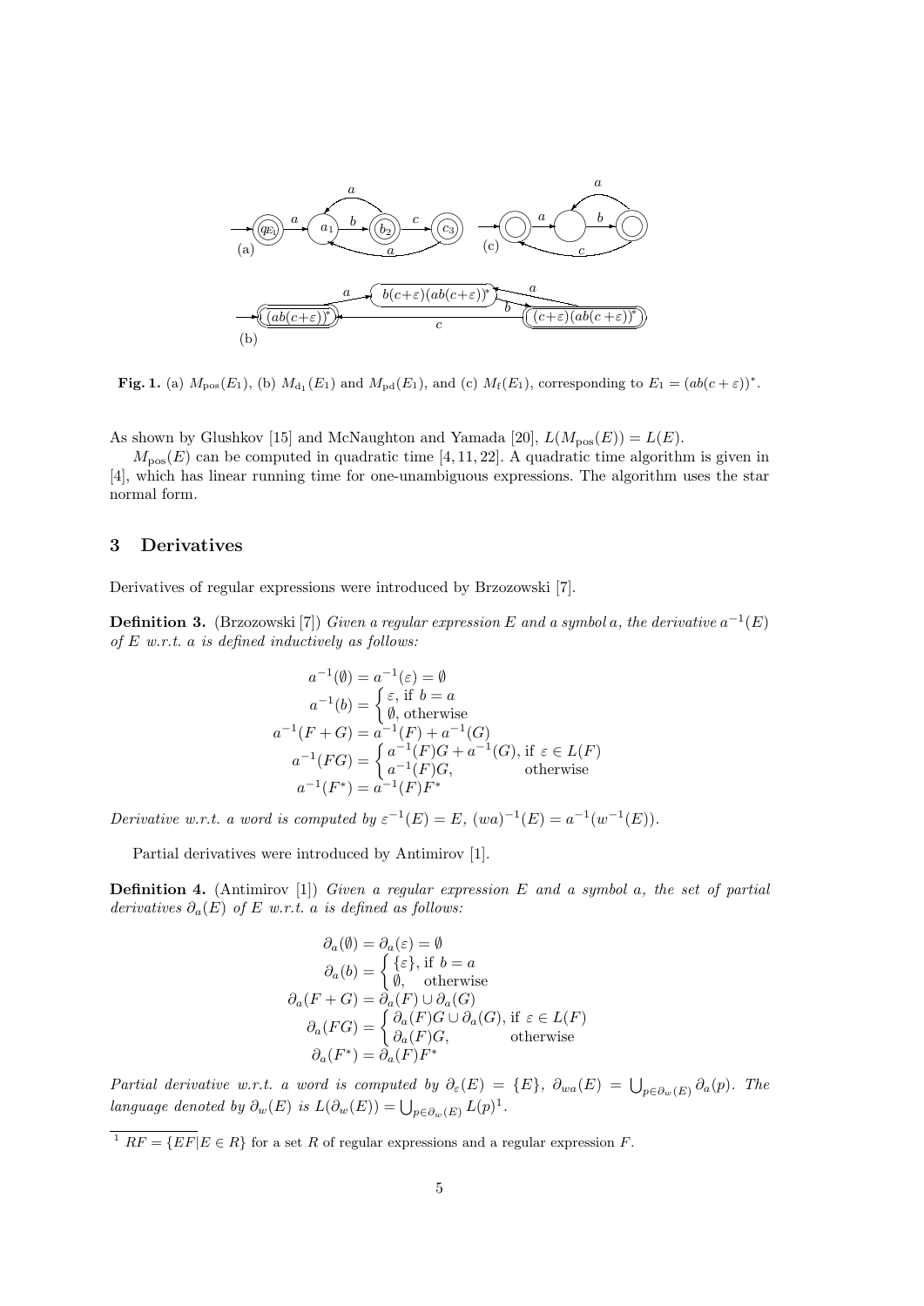**Fig. 1.** (a) $M_{\mathrm{pos}}(E_1)$, (b) $M_{\mathrm{d}_1}(E_1)$ and $M_{\mathrm{pd}}(E_1)$, and (c) $M_{\mathrm{f}}(E_1)$, corresponding to $E_1 = (ab(c+\varepsilon))^*$.

As shown by Glushkov [15] and McNaughton and Yamada [20], $L(M_{\mathrm{pos}}(E)) = L(E)$.

$M_{\mathrm{pos}}(E)$ can be computed in quadratic time [4, 11, 22]. A quadratic time algorithm is given in [4], which has linear running time for one-unambiguous expressions. The algorithm uses the star normal form.

## 3 Derivatives

Derivatives of regular expressions were introduced by Brzozowski [7].

**Definition 3.** (Brzozowski [7]) *Given a regular expression $E$ and a symbol $a$, the derivative $a^{-1}(E)$ of $E$ w.r.t. $a$ is defined inductively as follows:*

$$
\begin{aligned}
a^{-1}(\emptyset) &= a^{-1}(\varepsilon) = \emptyset \\
a^{-1}(b) &= \begin{cases} \varepsilon, & \text{if } b = a \\ \emptyset, & \text{otherwise} \end{cases} \\
a^{-1}(F+G) &= a^{-1}(F) + a^{-1}(G) \\
a^{-1}(FG) &= \begin{cases} a^{-1}(F)G + a^{-1}(G), & \text{if } \varepsilon \in L(F) \\ a^{-1}(F)G, & \text{otherwise} \end{cases} \\
a^{-1}(F^*) &= a^{-1}(F)F^*
\end{aligned}
$$

*Derivative w.r.t. a word is computed by $\varepsilon^{-1}(E) = E$, $(wa)^{-1}(E) = a^{-1}(w^{-1}(E))$.*

Partial derivatives were introduced by Antimirov [1].

**Definition 4.** (Antimirov [1]) *Given a regular expression $E$ and a symbol $a$, the set of partial derivatives $\partial_a(E)$ of $E$ w.r.t. $a$ is defined as follows:*

$$
\begin{aligned}
\partial_a(\emptyset) &= \partial_a(\varepsilon) = \emptyset \\
\partial_a(b) &= \begin{cases} \{\varepsilon\}, & \text{if } b = a \\ \emptyset, & \text{otherwise} \end{cases} \\
\partial_a(F+G) &= \partial_a(F) \cup \partial_a(G) \\
\partial_a(FG) &= \begin{cases} \partial_a(F)G \cup \partial_a(G), & \text{if } \varepsilon \in L(F) \\ \partial_a(F)G, & \text{otherwise} \end{cases} \\
\partial_a(F^*) &= \partial_a(F)F^*
\end{aligned}
$$

*Partial derivative w.r.t. a word is computed by $\partial_\varepsilon(E) = \{E\}$, $\partial_{wa}(E) = \bigcup_{p \in \partial_w(E)} \partial_a(p)$. The language denoted by $\partial_w(E)$ is $L(\partial_w(E)) = \bigcup_{p \in \partial_w(E)} L(p)$*[1]*.*

[1] $RF = \{EF \mid E \in R\}$ for a set $R$ of regular expressions and a regular expression $F$.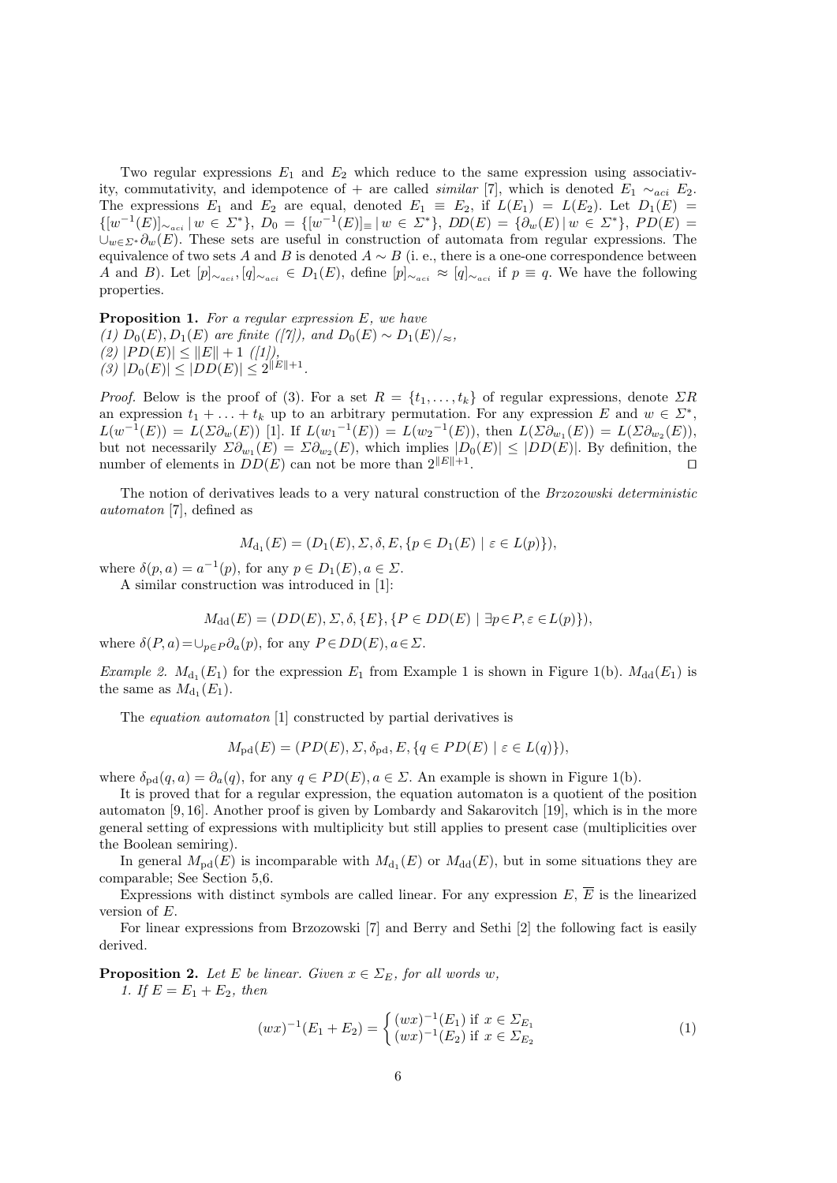Two regular expressions $E_1$ and $E_2$ which reduce to the same expression using associativity, commutativity, and idempotence of + are called *similar* [7], which is denoted $E_1 \sim_{aci} E_2$. The expressions $E_1$ and $E_2$ are equal, denoted $E_1 \equiv E_2$, if $L(E_1) = L(E_2)$. Let $D_1(E) = \{[w^{-1}(E)]_{\sim_{aci}} \mid w \in \Sigma^*\}$, $D_0 = \{[w^{-1}(E)]_{\equiv} \mid w \in \Sigma^*\}$, $DD(E) = \{\partial_w(E) \mid w \in \Sigma^*\}$, $PD(E) = \cup_{w \in \Sigma^*} \partial_w(E)$. These sets are useful in construction of automata from regular expressions. The equivalence of two sets $A$ and $B$ is denoted $A \sim B$ (i. e., there is a one-one correspondence between $A$ and $B$). Let $[p]_{\sim_{aci}}, [q]_{\sim_{aci}} \in D_1(E)$, define $[p]_{\sim_{aci}} \approx [q]_{\sim_{aci}}$ if $p \equiv q$. We have the following properties.

**Proposition 1.** *For a regular expression $E$, we have*
*(1) $D_0(E), D_1(E)$ are finite ([7]), and $D_0(E) \sim D_1(E)/_{\approx}$,*
*(2) $|PD(E)| \leq \|E\| + 1$ ([1]),*
*(3) $|D_0(E)| \leq |DD(E)| \leq 2^{\|E\|+1}$.*

*Proof.* Below is the proof of (3). For a set $R = \{t_1, \ldots, t_k\}$ of regular expressions, denote $\Sigma R$ an expression $t_1 + \ldots + t_k$ up to an arbitrary permutation. For any expression $E$ and $w \in \Sigma^*$, $L(w^{-1}(E)) = L(\Sigma\partial_w(E))$ [1]. If $L({w_1}^{-1}(E)) = L({w_2}^{-1}(E))$, then $L(\Sigma\partial_{w_1}(E)) = L(\Sigma\partial_{w_2}(E))$, but not necessarily $\Sigma\partial_{w_1}(E) = \Sigma\partial_{w_2}(E)$, which implies $|D_0(E)| \leq |DD(E)|$. By definition, the number of elements in $DD(E)$ can not be more than $2^{\|E\|+1}$. ◻

The notion of derivatives leads to a very natural construction of the *Brzozowski deterministic automaton* [7], defined as

$$M_{\mathrm{d}_1}(E) = (D_1(E), \Sigma, \delta, E, \{p \in D_1(E) \mid \varepsilon \in L(p)\}),$$

where $\delta(p, a) = a^{-1}(p)$, for any $p \in D_1(E), a \in \Sigma$.

A similar construction was introduced in [1]:

$$M_{\mathrm{dd}}(E) = (DD(E), \Sigma, \delta, \{E\}, \{P \in DD(E) \mid \exists p \in P, \varepsilon \in L(p)\}),$$

where $\delta(P, a) = \cup_{p \in P} \partial_a(p)$, for any $P \in DD(E), a \in \Sigma$.

*Example 2.* $M_{\mathrm{d}_1}(E_1)$ for the expression $E_1$ from Example 1 is shown in Figure 1(b). $M_{\mathrm{dd}}(E_1)$ is the same as $M_{\mathrm{d}_1}(E_1)$.

The *equation automaton* [1] constructed by partial derivatives is

$$M_{\mathrm{pd}}(E) = (PD(E), \Sigma, \delta_{\mathrm{pd}}, E, \{q \in PD(E) \mid \varepsilon \in L(q)\}),$$

where $\delta_{\mathrm{pd}}(q, a) = \partial_a(q)$, for any $q \in PD(E), a \in \Sigma$. An example is shown in Figure 1(b).

It is proved that for a regular expression, the equation automaton is a quotient of the position automaton [9, 16]. Another proof is given by Lombardy and Sakarovitch [19], which is in the more general setting of expressions with multiplicity but still applies to present case (multiplicities over the Boolean semiring).

In general $M_{\mathrm{pd}}(E)$ is incomparable with $M_{\mathrm{d}_1}(E)$ or $M_{\mathrm{dd}}(E)$, but in some situations they are comparable; See Section 5,6.

Expressions with distinct symbols are called linear. For any expression $E$, $\overline{E}$ is the linearized version of $E$.

For linear expressions from Brzozowski [7] and Berry and Sethi [2] the following fact is easily derived.

**Proposition 2.** *Let $E$ be linear. Given $x \in \Sigma_E$, for all words $w$,*
*1. If $E = E_1 + E_2$, then*

$$(wx)^{-1}(E_1 + E_2) = \begin{cases} (wx)^{-1}(E_1) \text{ if } x \in \Sigma_{E_1} \\ (wx)^{-1}(E_2) \text{ if } x \in \Sigma_{E_2} \end{cases} \tag{1}$$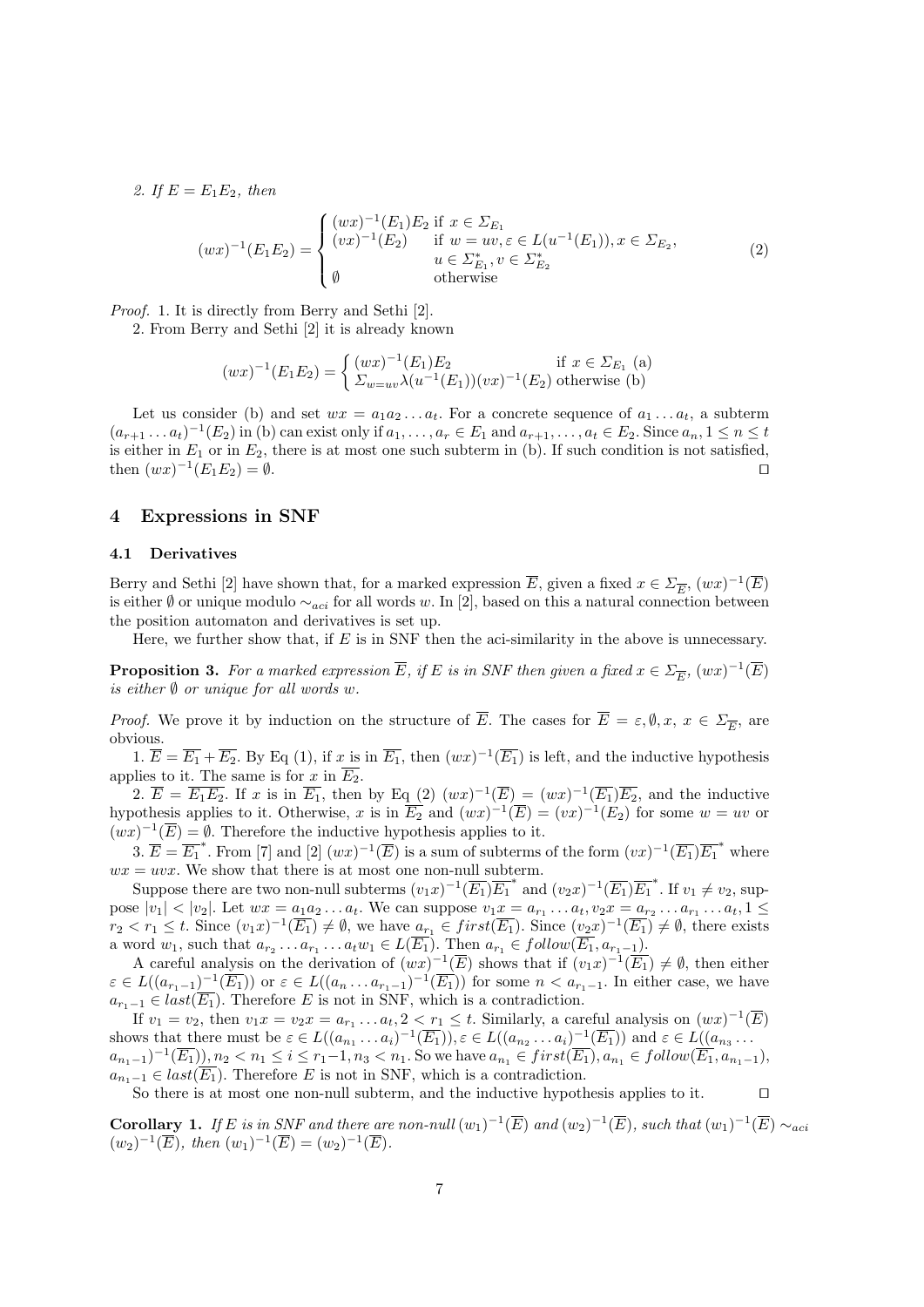*2. If $E = E_1E_2$, then*

$$(wx)^{-1}(E_1E_2) = \begin{cases} (wx)^{-1}(E_1)E_2 & \text{if } x \in \Sigma_{E_1} \\ (vx)^{-1}(E_2) & \text{if } w = uv, \varepsilon \in L(u^{-1}(E_1)), x \in \Sigma_{E_2}, \\ & u \in \Sigma_{E_1}^*, v \in \Sigma_{E_2}^* \\ \emptyset & \text{otherwise} \end{cases} \tag{2}$$

*Proof.* 1. It is directly from Berry and Sethi [2].

2. From Berry and Sethi [2] it is already known

$$(wx)^{-1}(E_1E_2) = \begin{cases} (wx)^{-1}(E_1)E_2 & \text{if } x \in \Sigma_{E_1} \text{ (a)} \\ \Sigma_{w=uv}\lambda(u^{-1}(E_1))(vx)^{-1}(E_2) & \text{otherwise (b)} \end{cases}$$

Let us consider (b) and set $wx = a_1a_2\dots a_t$. For a concrete sequence of $a_1\dots a_t$, a subterm $(a_{r+1}\dots a_t)^{-1}(E_2)$ in (b) can exist only if $a_1,\dots,a_r \in E_1$ and $a_{r+1},\dots,a_t \in E_2$. Since $a_n, 1 \le n \le t$ is either in $E_1$ or in $E_2$, there is at most one such subterm in (b). If such condition is not satisfied, then $(wx)^{-1}(E_1E_2) = \emptyset$. ◻

## 4 Expressions in SNF

### 4.1 Derivatives

Berry and Sethi [2] have shown that, for a marked expression $\overline{E}$, given a fixed $x \in \Sigma_{\overline{E}}$, $(wx)^{-1}(\overline{E})$ is either $\emptyset$ or unique modulo $\sim_{aci}$ for all words $w$. In [2], based on this a natural connection between the position automaton and derivatives is set up.

Here, we further show that, if $E$ is in SNF then the aci-similarity in the above is unnecessary.

**Proposition 3.** *For a marked expression $\overline{E}$, if $E$ is in SNF then given a fixed $x \in \Sigma_{\overline{E}}$, $(wx)^{-1}(\overline{E})$ is either $\emptyset$ or unique for all words $w$.*

*Proof.* We prove it by induction on the structure of $\overline{E}$. The cases for $\overline{E} = \varepsilon, \emptyset, x, x \in \Sigma_{\overline{E}}$, are obvious.

1. $\overline{E} = \overline{E_1} + \overline{E_2}$. By Eq (1), if $x$ is in $\overline{E_1}$, then $(wx)^{-1}(\overline{E_1})$ is left, and the inductive hypothesis applies to it. The same is for $x$ in $\overline{E_2}$.

2. $\overline{E} = \overline{E_1}\,\overline{E_2}$. If $x$ is in $\overline{E_1}$, then by Eq (2) $(wx)^{-1}(\overline{E}) = (wx)^{-1}(\overline{E_1})\overline{E_2}$, and the inductive hypothesis applies to it. Otherwise, $x$ is in $\overline{E_2}$ and $(wx)^{-1}(\overline{E}) = (vx)^{-1}(E_2)$ for some $w = uv$ or $(wx)^{-1}(\overline{E}) = \emptyset$. Therefore the inductive hypothesis applies to it.

3. $\overline{E} = \overline{E_1}^*$. From [7] and [2] $(wx)^{-1}(\overline{E})$ is a sum of subterms of the form $(vx)^{-1}(\overline{E_1})\overline{E_1}^*$ where $wx = uvx$. We show that there is at most one non-null subterm.

Suppose there are two non-null subterms $(v_1x)^{-1}(\overline{E_1})\overline{E_1}^*$ and $(v_2x)^{-1}(\overline{E_1})\overline{E_1}^*$. If $v_1 \neq v_2$, suppose $|v_1| < |v_2|$. Let $wx = a_1a_2\dots a_t$. We can suppose $v_1x = a_{r_1}\dots a_t, v_2x = a_{r_2}\dots a_{r_1}\dots a_t, 1 \le r_2 < r_1 \le t$. Since $(v_1x)^{-1}(\overline{E_1}) \neq \emptyset$, we have $a_{r_1} \in first(\overline{E_1})$. Since $(v_2x)^{-1}(\overline{E_1}) \neq \emptyset$, there exists a word $w_1$, such that $a_{r_2}\dots a_{r_1}\dots a_tw_1 \in L(\overline{E_1})$. Then $a_{r_1} \in follow(\overline{E_1}, a_{r_1-1})$.

A careful analysis on the derivation of $(wx)^{-1}(\overline{E})$ shows that if $(v_1x)^{-1}(\overline{E_1}) \neq \emptyset$, then either $\varepsilon \in L((a_{r_1-1})^{-1}(\overline{E_1}))$ or $\varepsilon \in L((a_n\dots a_{r_1-1})^{-1}(\overline{E_1}))$ for some $n < a_{r_1-1}$. In either case, we have $a_{r_1-1} \in last(\overline{E_1})$. Therefore $E$ is not in SNF, which is a contradiction.

If $v_1 = v_2$, then $v_1x = v_2x = a_{r_1}\dots a_t, 2 < r_1 \le t$. Similarly, a careful analysis on $(wx)^{-1}(\overline{E})$ shows that there must be $\varepsilon \in L((a_{n_1}\dots a_i)^{-1}(\overline{E_1})), \varepsilon \in L((a_{n_2}\dots a_i)^{-1}(\overline{E_1}))$ and $\varepsilon \in L((a_{n_3}\dots a_{n_1-1})^{-1}(\overline{E_1})), n_2 < n_1 \le i \le r_1-1, n_3 < n_1$. So we have $a_{n_1} \in first(\overline{E_1}), a_{n_1} \in follow(\overline{E_1}, a_{n_1-1})$, $a_{n_1-1} \in last(\overline{E_1})$. Therefore $E$ is not in SNF, which is a contradiction.

So there is at most one non-null subterm, and the inductive hypothesis applies to it. ◻

**Corollary 1.** *If $E$ is in SNF and there are non-null $(w_1)^{-1}(\overline{E})$ and $(w_2)^{-1}(\overline{E})$, such that $(w_1)^{-1}(\overline{E}) \sim_{aci} (w_2)^{-1}(\overline{E})$, then $(w_1)^{-1}(\overline{E}) = (w_2)^{-1}(\overline{E})$.*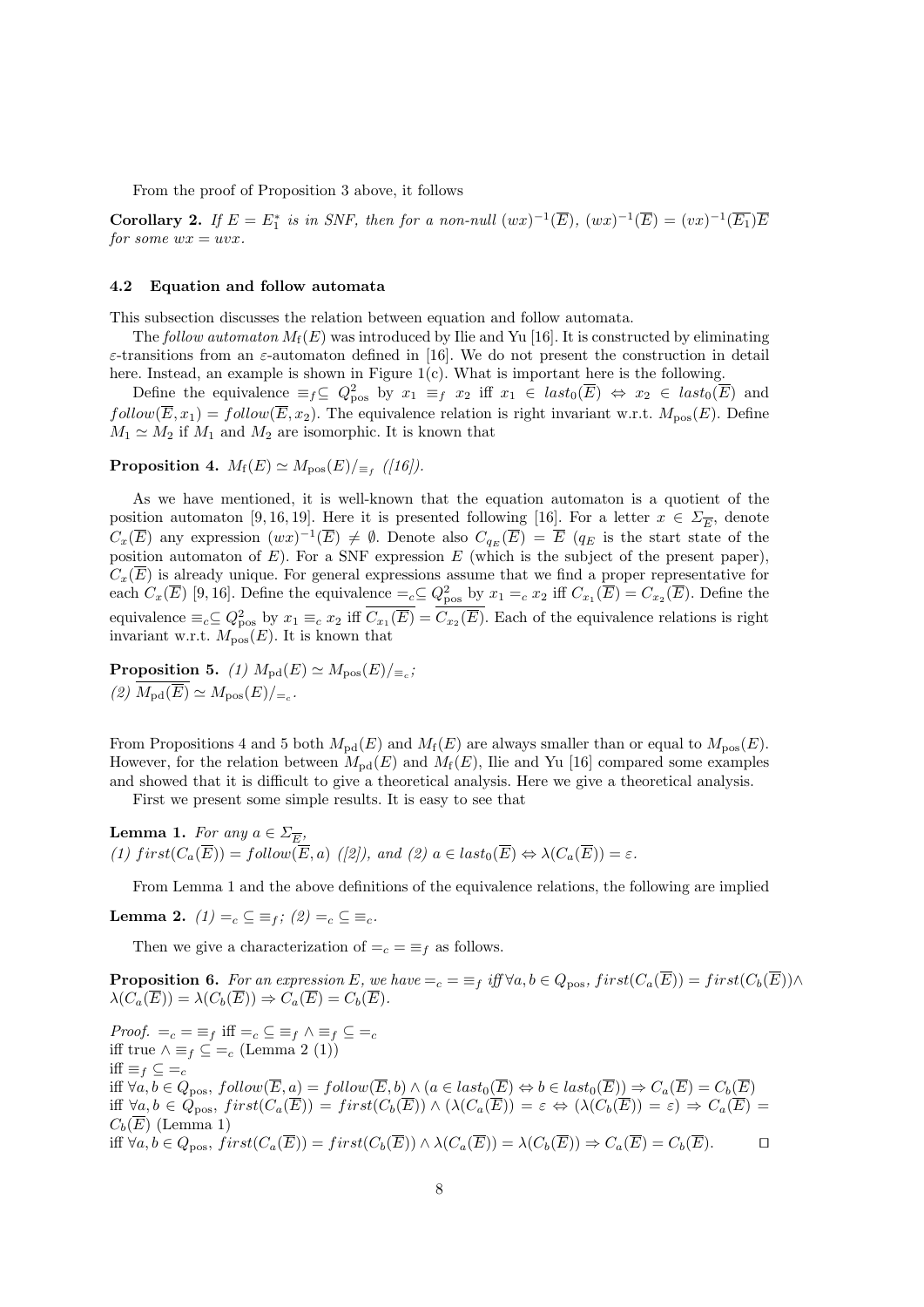From the proof of Proposition 3 above, it follows

**Corollary 2.** *If $E = E_1^*$ is in SNF, then for a non-null $(wx)^{-1}(\overline{E})$, $(wx)^{-1}(\overline{E}) = (vx)^{-1}(\overline{E_1})\overline{E}$ for some $wx = uvx$.*

### 4.2 Equation and follow automata

This subsection discusses the relation between equation and follow automata.

The *follow automaton* $M_{\mathrm{f}}(E)$ was introduced by Ilie and Yu [16]. It is constructed by eliminating $\varepsilon$-transitions from an $\varepsilon$-automaton defined in [16]. We do not present the construction in detail here. Instead, an example is shown in Figure 1(c). What is important here is the following.

Define the equivalence $\equiv_f \subseteq Q_{\mathrm{pos}}^2$ by $x_1 \equiv_f x_2$ iff $x_1 \in last_0(\overline{E}) \Leftrightarrow x_2 \in last_0(\overline{E})$ and $follow(\overline{E}, x_1) = follow(\overline{E}, x_2)$. The equivalence relation is right invariant w.r.t. $M_{\mathrm{pos}}(E)$. Define $M_1 \simeq M_2$ if $M_1$ and $M_2$ are isomorphic. It is known that

**Proposition 4.** *$M_{\mathrm{f}}(E) \simeq M_{\mathrm{pos}}(E)/_{\equiv_f}$ ([16]).*

As we have mentioned, it is well-known that the equation automaton is a quotient of the position automaton [9, 16, 19]. Here it is presented following [16]. For a letter $x \in \Sigma_{\overline{E}}$, denote $C_x(\overline{E})$ any expression $(wx)^{-1}(\overline{E}) \neq \emptyset$. Denote also $C_{q_E}(\overline{E}) = \overline{E}$ ($q_E$ is the start state of the position automaton of $E$). For a SNF expression $E$ (which is the subject of the present paper), $C_x(\overline{E})$ is already unique. For general expressions assume that we find a proper representative for each $C_x(\overline{E})$ [9, 16]. Define the equivalence $=_c \subseteq Q_{\mathrm{pos}}^2$ by $x_1 =_c x_2$ iff $C_{x_1}(\overline{E}) = C_{x_2}(\overline{E})$. Define the equivalence $\equiv_c \subseteq Q_{\mathrm{pos}}^2$ by $x_1 \equiv_c x_2$ iff $\overline{C_{x_1}(\overline{E})} = \overline{C_{x_2}(\overline{E})}$. Each of the equivalence relations is right invariant w.r.t. $M_{\mathrm{pos}}(E)$. It is known that

**Proposition 5.** *(1) $M_{\mathrm{pd}}(E) \simeq M_{\mathrm{pos}}(E)/_{\equiv_c}$;*
*(2) $\overline{M_{\mathrm{pd}}(\overline{E})} \simeq M_{\mathrm{pos}}(E)/_{=_c}$.*

From Propositions 4 and 5 both $M_{\mathrm{pd}}(E)$ and $M_{\mathrm{f}}(E)$ are always smaller than or equal to $M_{\mathrm{pos}}(E)$. However, for the relation between $M_{\mathrm{pd}}(E)$ and $M_{\mathrm{f}}(E)$, Ilie and Yu [16] compared some examples and showed that it is difficult to give a theoretical analysis. Here we give a theoretical analysis.

First we present some simple results. It is easy to see that

**Lemma 1.** *For any $a \in \Sigma_{\overline{E}}$,*
*(1) $first(C_a(\overline{E})) = follow(\overline{E}, a)$ ([2]), and (2) $a \in last_0(\overline{E}) \Leftrightarrow \lambda(C_a(\overline{E})) = \varepsilon$.*

From Lemma 1 and the above definitions of the equivalence relations, the following are implied

**Lemma 2.** *(1) $=_c \subseteq \equiv_f$; (2) $=_c \subseteq \equiv_c$.*

Then we give a characterization of $=_c = \equiv_f$ as follows.

**Proposition 6.** *For an expression $E$, we have $=_c = \equiv_f$ iff $\forall a, b \in Q_{\mathrm{pos}}$, $first(C_a(\overline{E})) = first(C_b(\overline{E})) \wedge \lambda(C_a(\overline{E})) = \lambda(C_b(\overline{E})) \Rightarrow C_a(\overline{E}) = C_b(\overline{E})$.*

*Proof.* $=_c = \equiv_f$ iff $=_c \subseteq \equiv_f \wedge \equiv_f \subseteq =_c$
iff true $\wedge \equiv_f \subseteq =_c$ (Lemma 2 (1))
iff $\equiv_f \subseteq =_c$
iff $\forall a, b \in Q_{\mathrm{pos}}$, $follow(\overline{E}, a) = follow(\overline{E}, b) \wedge (a \in last_0(\overline{E}) \Leftrightarrow b \in last_0(\overline{E})) \Rightarrow C_a(\overline{E}) = C_b(\overline{E})$
iff $\forall a, b \in Q_{\mathrm{pos}}$, $first(C_a(\overline{E})) = first(C_b(\overline{E})) \wedge (\lambda(C_a(\overline{E})) = \varepsilon \Leftrightarrow (\lambda(C_b(\overline{E})) = \varepsilon) \Rightarrow C_a(\overline{E}) = C_b(\overline{E})$ (Lemma 1)
iff $\forall a, b \in Q_{\mathrm{pos}}$, $first(C_a(\overline{E})) = first(C_b(\overline{E})) \wedge \lambda(C_a(\overline{E})) = \lambda(C_b(\overline{E})) \Rightarrow C_a(\overline{E}) = C_b(\overline{E})$. □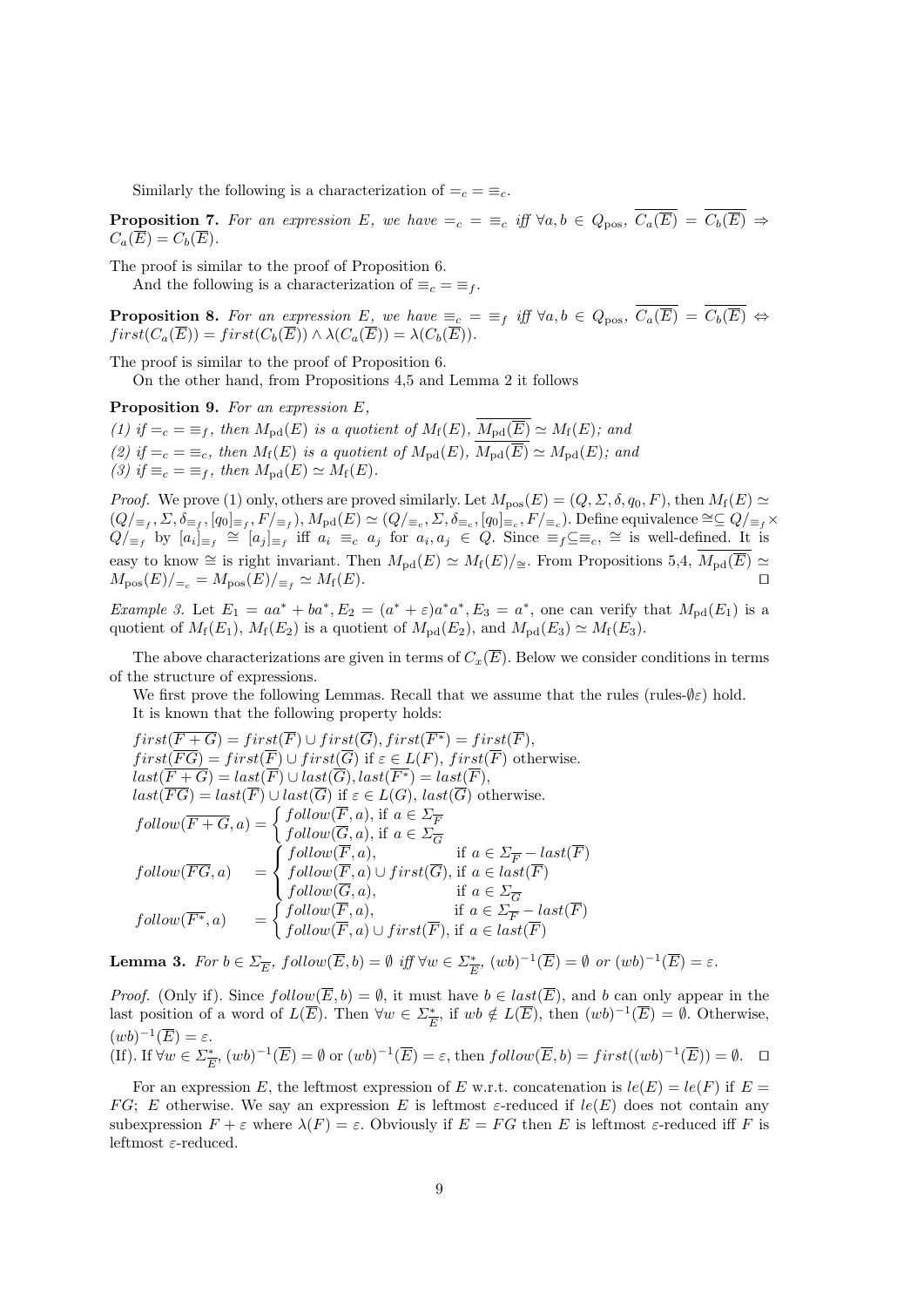Similarly the following is a characterization of $=_c = \equiv_c$.

**Proposition 7.** *For an expression $E$, we have $=_c = \equiv_c$ iff $\forall a, b \in Q_{\text{pos}}$, $\overline{C_a(\overline{E})} = \overline{C_b(\overline{E})} \Rightarrow C_a(\overline{E}) = C_b(\overline{E})$.*

The proof is similar to the proof of Proposition 6.

And the following is a characterization of $\equiv_c = \equiv_f$.

**Proposition 8.** *For an expression $E$, we have $\equiv_c = \equiv_f$ iff $\forall a, b \in Q_{\text{pos}}$, $\overline{C_a(\overline{E})} = \overline{C_b(\overline{E})} \Leftrightarrow first(C_a(\overline{E})) = first(C_b(\overline{E})) \wedge \lambda(C_a(\overline{E})) = \lambda(C_b(\overline{E}))$.*

The proof is similar to the proof of Proposition 6.

On the other hand, from Propositions 4,5 and Lemma 2 it follows

**Proposition 9.** *For an expression $E$,*
*(1) if $=_c = \equiv_f$, then $M_{\text{pd}}(E)$ is a quotient of $M_{\text{f}}(E)$, $\overline{M_{\text{pd}}(\overline{E})} \simeq M_{\text{f}}(E)$; and*
*(2) if $=_c = \equiv_c$, then $M_{\text{f}}(E)$ is a quotient of $M_{\text{pd}}(E)$, $\overline{M_{\text{pd}}(\overline{E})} \simeq M_{\text{pd}}(E)$; and*
*(3) if $\equiv_c = \equiv_f$, then $M_{\text{pd}}(E) \simeq M_{\text{f}}(E)$.*

*Proof.* We prove (1) only, others are proved similarly. Let $M_{\text{pos}}(E) = (Q, \Sigma, \delta, q_0, F)$, then $M_{\text{f}}(E) \simeq (Q/_{\equiv_f}, \Sigma, \delta_{\equiv_f}, [q_0]_{\equiv_f}, F/_{\equiv_f})$, $M_{\text{pd}}(E) \simeq (Q/_{\equiv_c}, \Sigma, \delta_{\equiv_c}, [q_0]_{\equiv_c}, F/_{\equiv_c})$. Define equivalence $\cong \subseteq Q/_{\equiv_f} \times Q/_{\equiv_f}$ by $[a_i]_{\equiv_f} \cong [a_j]_{\equiv_f}$ iff $a_i \equiv_c a_j$ for $a_i, a_j \in Q$. Since $\equiv_f \subseteq \equiv_c$, $\cong$ is well-defined. It is easy to know $\cong$ is right invariant. Then $M_{\text{pd}}(E) \simeq M_{\text{f}}(E)/_{\cong}$. From Propositions 5,4, $\overline{M_{\text{pd}}(\overline{E})} \simeq M_{\text{pos}}(E)/_{=_c} = M_{\text{pos}}(E)/_{\equiv_f} \simeq M_{\text{f}}(E)$. $\square$

*Example 3.* Let $E_1 = aa^* + ba^*, E_2 = (a^* + \varepsilon)a^*a^*, E_3 = a^*$, one can verify that $M_{\text{pd}}(E_1)$ is a quotient of $M_{\text{f}}(E_1)$, $M_{\text{f}}(E_2)$ is a quotient of $M_{\text{pd}}(E_2)$, and $M_{\text{pd}}(E_3) \simeq M_{\text{f}}(E_3)$.

The above characterizations are given in terms of $C_x(\overline{E})$. Below we consider conditions in terms of the structure of expressions.

We first prove the following Lemmas. Recall that we assume that the rules (rules-$\emptyset\varepsilon$) hold.

It is known that the following property holds:

$first(\overline{F+G}) = first(\overline{F}) \cup first(\overline{G}), first(\overline{F^*}) = first(\overline{F})$,
$first(\overline{FG}) = first(\overline{F}) \cup first(\overline{G})$ if $\varepsilon \in L(F)$, $first(\overline{F})$ otherwise.
$last(\overline{F+G}) = last(\overline{F}) \cup last(\overline{G}), last(\overline{F^*}) = last(\overline{F})$,
$last(\overline{FG}) = last(\overline{F}) \cup last(\overline{G})$ if $\varepsilon \in L(G)$, $last(\overline{G})$ otherwise.

$$follow(\overline{F+G}, a) = \begin{cases} follow(\overline{F}, a), \text{ if } a \in \Sigma_{\overline{F}} \\ follow(\overline{G}, a), \text{ if } a \in \Sigma_{\overline{G}} \end{cases}$$

$$follow(\overline{FG}, a) \quad = \begin{cases} follow(\overline{F}, a), & \text{if } a \in \Sigma_{\overline{F}} - last(\overline{F}) \\ follow(\overline{F}, a) \cup first(\overline{G}), & \text{if } a \in last(\overline{F}) \\ follow(\overline{G}, a), & \text{if } a \in \Sigma_{\overline{G}} \end{cases}$$

$$follow(\overline{F^*}, a) \quad = \begin{cases} follow(\overline{F}, a), & \text{if } a \in \Sigma_{\overline{F}} - last(\overline{F}) \\ follow(\overline{F}, a) \cup first(\overline{F}), & \text{if } a \in last(\overline{F}) \end{cases}$$

**Lemma 3.** *For $b \in \Sigma_{\overline{E}}$, $follow(\overline{E}, b) = \emptyset$ iff $\forall w \in \Sigma_{\overline{E}}^*$, $(wb)^{-1}(\overline{E}) = \emptyset$ or $(wb)^{-1}(\overline{E}) = \varepsilon$.*

*Proof.* (Only if). Since $follow(\overline{E}, b) = \emptyset$, it must have $b \in last(\overline{E})$, and $b$ can only appear in the last position of a word of $L(\overline{E})$. Then $\forall w \in \Sigma_{\overline{E}}^*$, if $wb \notin L(\overline{E})$, then $(wb)^{-1}(\overline{E}) = \emptyset$. Otherwise, $(wb)^{-1}(\overline{E}) = \varepsilon$.
(If). If $\forall w \in \Sigma_{\overline{E}}^*$, $(wb)^{-1}(\overline{E}) = \emptyset$ or $(wb)^{-1}(\overline{E}) = \varepsilon$, then $follow(\overline{E}, b) = first((wb)^{-1}(\overline{E})) = \emptyset$. $\square$

For an expression $E$, the leftmost expression of $E$ w.r.t. concatenation is $le(E) = le(F)$ if $E = FG$; $E$ otherwise. We say an expression $E$ is leftmost $\varepsilon$-reduced if $le(E)$ does not contain any subexpression $F + \varepsilon$ where $\lambda(F) = \varepsilon$. Obviously if $E = FG$ then $E$ is leftmost $\varepsilon$-reduced iff $F$ is leftmost $\varepsilon$-reduced.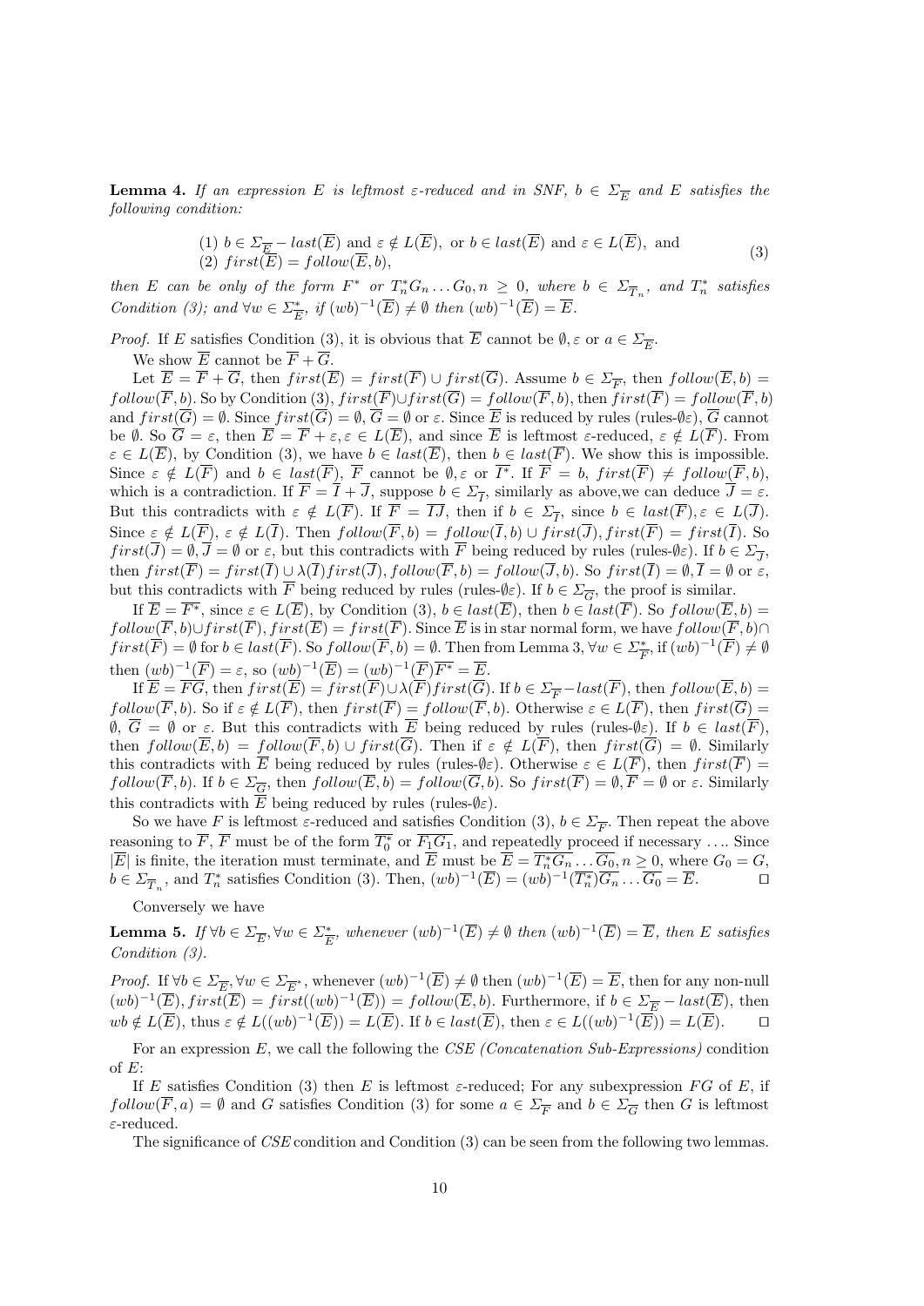**Lemma 4.** *If an expression $E$ is leftmost $\varepsilon$-reduced and in SNF, $b \in \Sigma_{\overline{E}}$ and $E$ satisfies the following condition:*

$$\begin{aligned}&(1)\ b \in \Sigma_{\overline{E}} - last(\overline{E}) \text{ and } \varepsilon \notin L(\overline{E}),\ \text{ or } b \in last(\overline{E}) \text{ and } \varepsilon \in L(\overline{E}),\ \text{ and}\\ &(2)\ first(\overline{E}) = follow(\overline{E}, b),\end{aligned} \tag{3}$$

*then $E$ can be only of the form $F^*$ or $T_n^* G_n \ldots G_0, n \geq 0$, where $b \in \Sigma_{\overline{T}_n}$, and $T_n^*$ satisfies Condition (3); and $\forall w \in \Sigma_{\overline{E}}^*$, if $(wb)^{-1}(\overline{E}) \neq \emptyset$ then $(wb)^{-1}(\overline{E}) = \overline{E}$.*

*Proof.* If $E$ satisfies Condition (3), it is obvious that $\overline{E}$ cannot be $\emptyset, \varepsilon$ or $a \in \Sigma_{\overline{E}}$.

We show $\overline{E}$ cannot be $\overline{F} + \overline{G}$.

Let $\overline{E} = \overline{F} + \overline{G}$, then $first(\overline{E}) = first(\overline{F}) \cup first(\overline{G})$. Assume $b \in \Sigma_{\overline{F}}$, then $follow(\overline{E}, b) = follow(\overline{F}, b)$. So by Condition (3), $first(\overline{F}) \cup first(\overline{G}) = follow(\overline{F}, b)$, then $first(\overline{F}) = follow(\overline{F}, b)$ and $first(\overline{G}) = \emptyset$. Since $first(\overline{G}) = \emptyset$, $\overline{G} = \emptyset$ or $\varepsilon$. Since $\overline{E}$ is reduced by rules (rules-$\emptyset\varepsilon$), $\overline{G}$ cannot be $\emptyset$. So $\overline{G} = \varepsilon$, then $\overline{E} = \overline{F} + \varepsilon, \varepsilon \in L(\overline{E})$, and since $\overline{E}$ is leftmost $\varepsilon$-reduced, $\varepsilon \notin L(\overline{F})$. From $\varepsilon \in L(\overline{E})$, by Condition (3), we have $b \in last(\overline{E})$, then $b \in last(\overline{F})$. We show this is impossible. Since $\varepsilon \notin L(\overline{F})$ and $b \in last(\overline{F})$, $\overline{F}$ cannot be $\emptyset, \varepsilon$ or $\overline{I^*}$. If $\overline{F} = b$, $first(\overline{F}) \neq follow(\overline{F}, b)$, which is a contradiction. If $\overline{F} = \overline{I} + \overline{J}$, suppose $b \in \Sigma_{\overline{I}}$, similarly as above,we can deduce $\overline{J} = \varepsilon$. But this contradicts with $\varepsilon \notin L(\overline{F})$. If $\overline{F} = \overline{IJ}$, then if $b \in \Sigma_{\overline{I}}$, since $b \in last(\overline{F}), \varepsilon \in L(\overline{J})$. Since $\varepsilon \notin L(\overline{F})$, $\varepsilon \notin L(\overline{I})$. Then $follow(\overline{F}, b) = follow(\overline{I}, b) \cup first(\overline{J}), first(\overline{F}) = first(\overline{I})$. So $first(\overline{J}) = \emptyset, \overline{J} = \emptyset$ or $\varepsilon$, but this contradicts with $\overline{F}$ being reduced by rules (rules-$\emptyset\varepsilon$). If $b \in \Sigma_{\overline{J}}$, then $first(\overline{F}) = first(\overline{I}) \cup \lambda(\overline{I}) first(\overline{J}), follow(\overline{F}, b) = follow(\overline{J}, b)$. So $first(\overline{I}) = \emptyset, \overline{I} = \emptyset$ or $\varepsilon$, but this contradicts with $\overline{F}$ being reduced by rules (rules-$\emptyset\varepsilon$). If $b \in \Sigma_{\overline{G}}$, the proof is similar.

If $\overline{E} = \overline{F^*}$, since $\varepsilon \in L(\overline{E})$, by Condition (3), $b \in last(\overline{E})$, then $b \in last(\overline{F})$. So $follow(\overline{E}, b) = follow(\overline{F}, b) \cup first(\overline{F}), first(\overline{E}) = first(\overline{F})$. Since $\overline{E}$ is in star normal form, we have $follow(\overline{F}, b) \cap first(\overline{F}) = \emptyset$ for $b \in last(\overline{F})$. So $follow(\overline{F}, b) = \emptyset$. Then from Lemma 3, $\forall w \in \Sigma_{\overline{F}}^*$, if $(wb)^{-1}(\overline{F}) \neq \emptyset$ then $(wb)^{-1}(\overline{F}) = \varepsilon$, so $(wb)^{-1}(\overline{E}) = (wb)^{-1}(\overline{F})\overline{F^*} = \overline{E}$.

If $\overline{E} = \overline{FG}$, then $first(\overline{E}) = first(\overline{F}) \cup \lambda(\overline{F}) first(\overline{G})$. If $b \in \Sigma_{\overline{F}} - last(\overline{F})$, then $follow(\overline{E}, b) = follow(\overline{F}, b)$. So if $\varepsilon \notin L(\overline{F})$, then $first(\overline{F}) = follow(\overline{F}, b)$. Otherwise $\varepsilon \in L(\overline{F})$, then $first(\overline{G}) = \emptyset$, $\overline{G} = \emptyset$ or $\varepsilon$. But this contradicts with $\overline{E}$ being reduced by rules (rules-$\emptyset\varepsilon$). If $b \in last(\overline{F})$, then $follow(\overline{E}, b) = follow(\overline{F}, b) \cup first(\overline{G})$. Then if $\varepsilon \notin L(\overline{F})$, then $first(\overline{G}) = \emptyset$. Similarly this contradicts with $\overline{E}$ being reduced by rules (rules-$\emptyset\varepsilon$). Otherwise $\varepsilon \in L(\overline{F})$, then $first(\overline{F}) = follow(\overline{F}, b)$. If $b \in \Sigma_{\overline{G}}$, then $follow(\overline{E}, b) = follow(\overline{G}, b)$. So $first(\overline{F}) = \emptyset, \overline{F} = \emptyset$ or $\varepsilon$. Similarly this contradicts with $\overline{E}$ being reduced by rules (rules-$\emptyset\varepsilon$).

So we have $F$ is leftmost $\varepsilon$-reduced and satisfies Condition (3), $b \in \Sigma_{\overline{F}}$. Then repeat the above reasoning to $\overline{F}$, $\overline{F}$ must be of the form $\overline{T_0^*}$ or $\overline{F_1 G_1}$, and repeatedly proceed if necessary .... Since $|\overline{E}|$ is finite, the iteration must terminate, and $\overline{E}$ must be $\overline{E} = \overline{T_n^* G_n} \ldots \overline{G_0}, n \geq 0$, where $G_0 = G$, $b \in \Sigma_{\overline{T}_n}$, and $T_n^*$ satisfies Condition (3). Then, $(wb)^{-1}(\overline{E}) = (wb)^{-1}(\overline{T_n^*})\overline{G_n} \ldots \overline{G_0} = \overline{E}$. $\square$

Conversely we have

**Lemma 5.** *If $\forall b \in \Sigma_{\overline{E}}, \forall w \in \Sigma_{\overline{E}}^*$, whenever $(wb)^{-1}(\overline{E}) \neq \emptyset$ then $(wb)^{-1}(\overline{E}) = \overline{E}$, then $E$ satisfies Condition (3).*

*Proof.* If $\forall b \in \Sigma_{\overline{E}}, \forall w \in \Sigma_{\overline{E}^*}$, whenever $(wb)^{-1}(\overline{E}) \neq \emptyset$ then $(wb)^{-1}(\overline{E}) = \overline{E}$, then for any non-null $(wb)^{-1}(\overline{E}), first(\overline{E}) = first((wb)^{-1}(\overline{E})) = follow(\overline{E}, b)$. Furthermore, if $b \in \Sigma_{\overline{E}} - last(\overline{E})$, then $wb \notin L(\overline{E})$, thus $\varepsilon \notin L((wb)^{-1}(\overline{E})) = L(\overline{E})$. If $b \in last(\overline{E})$, then $\varepsilon \in L((wb)^{-1}(\overline{E})) = L(\overline{E})$. $\square$

For an expression $E$, we call the following the *CSE (Concatenation Sub-Expressions)* condition of $E$:

If $E$ satisfies Condition (3) then $E$ is leftmost $\varepsilon$-reduced; For any subexpression $FG$ of $E$, if $follow(\overline{F}, a) = \emptyset$ and $G$ satisfies Condition (3) for some $a \in \Sigma_{\overline{F}}$ and $b \in \Sigma_{\overline{G}}$ then $G$ is leftmost $\varepsilon$-reduced.

The significance of *CSE* condition and Condition (3) can be seen from the following two lemmas.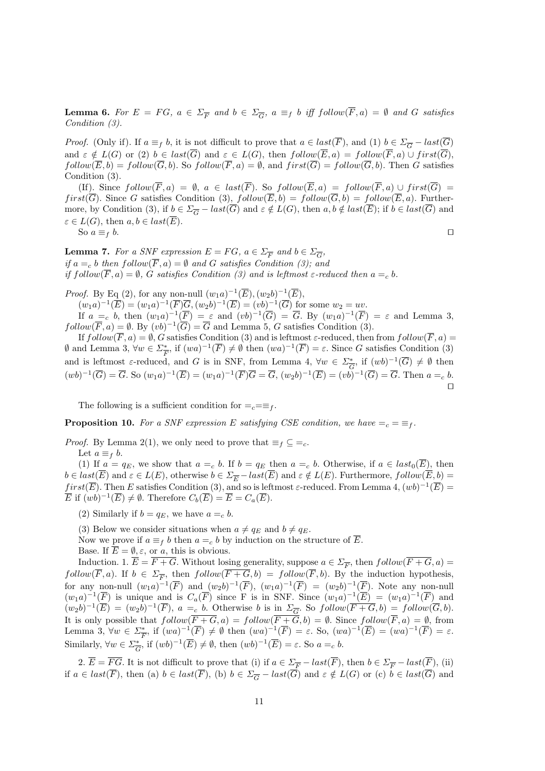**Lemma 6.** *For $E = FG$, $a \in \Sigma_{\overline{F}}$ and $b \in \Sigma_{\overline{G}}$, $a \equiv_f b$ iff $follow(\overline{F}, a) = \emptyset$ and $G$ satisfies Condition (3).*

*Proof.* (Only if). If $a \equiv_f b$, it is not difficult to prove that $a \in last(\overline{F})$, and (1) $b \in \Sigma_{\overline{G}} - last(\overline{G})$ and $\varepsilon \notin L(G)$ or (2) $b \in last(\overline{G})$ and $\varepsilon \in L(G)$, then $follow(\overline{E}, a) = follow(\overline{F}, a) \cup first(\overline{G})$, $follow(\overline{E}, b) = follow(\overline{G}, b)$. So $follow(\overline{F}, a) = \emptyset$, and $first(\overline{G}) = follow(\overline{G}, b)$. Then $G$ satisfies Condition (3).

(If). Since $follow(\overline{F}, a) = \emptyset$, $a \in last(\overline{F})$. So $follow(\overline{E}, a) = follow(\overline{F}, a) \cup first(\overline{G}) = first(\overline{G})$. Since $G$ satisfies Condition (3), $follow(\overline{E}, b) = follow(\overline{G}, b) = follow(\overline{E}, a)$. Furthermore, by Condition (3), if $b \in \Sigma_{\overline{G}} - last(\overline{G})$ and $\varepsilon \notin L(G)$, then $a, b \notin last(\overline{E})$; if $b \in last(\overline{G})$ and $\varepsilon \in L(G)$, then $a, b \in last(\overline{E})$.

So $a \equiv_f b$. $\square$

**Lemma 7.** *For a SNF expression $E = FG$, $a \in \Sigma_{\overline{F}}$ and $b \in \Sigma_{\overline{G}}$,*
*if $a =_c b$ then $follow(\overline{F}, a) = \emptyset$ and $G$ satisfies Condition (3); and*
*if $follow(\overline{F}, a) = \emptyset$, $G$ satisfies Condition (3) and is leftmost $\varepsilon$-reduced then $a =_c b$.*

*Proof.* By Eq (2), for any non-null $(w_1a)^{-1}(\overline{E}), (w_2b)^{-1}(\overline{E})$,
$(w_1a)^{-1}(\overline{E}) = (w_1a)^{-1}(\overline{F})\overline{G}, (w_2b)^{-1}(\overline{E}) = (vb)^{-1}(\overline{G})$ for some $w_2 = uv$.

If $a =_c b$, then $(w_1a)^{-1}(\overline{F}) = \varepsilon$ and $(vb)^{-1}(\overline{G}) = \overline{G}$. By $(w_1a)^{-1}(\overline{F}) = \varepsilon$ and Lemma 3, $follow(\overline{F}, a) = \emptyset$. By $(vb)^{-1}(\overline{G}) = \overline{G}$ and Lemma 5, $G$ satisfies Condition (3).

If $follow(\overline{F}, a) = \emptyset$, $G$ satisfies Condition (3) and is leftmost $\varepsilon$-reduced, then from $follow(\overline{F}, a) = \emptyset$ and Lemma 3, $\forall w \in \Sigma^*_{\overline{F}}$, if $(wa)^{-1}(\overline{F}) \neq \emptyset$ then $(wa)^{-1}(\overline{F}) = \varepsilon$. Since $G$ satisfies Condition (3) and is leftmost $\varepsilon$-reduced, and $G$ is in SNF, from Lemma 4, $\forall w \in \Sigma^*_{\overline{G}}$, if $(wb)^{-1}(\overline{G}) \neq \emptyset$ then $(wb)^{-1}(\overline{G}) = \overline{G}$. So $(w_1a)^{-1}(\overline{E}) = (w_1a)^{-1}(\overline{F})\overline{G} = \overline{G}$, $(w_2b)^{-1}(\overline{E}) = (vb)^{-1}(\overline{G}) = \overline{G}$. Then $a =_c b$. $\square$

The following is a sufficient condition for $=_c = \equiv_f$.

**Proposition 10.** *For a SNF expression $E$ satisfying CSE condition, we have $=_c = \equiv_f$.*

*Proof.* By Lemma 2(1), we only need to prove that $\equiv_f \subseteq =_c$.

Let $a \equiv_f b$.

(1) If $a = q_E$, we show that $a =_c b$. If $b = q_E$ then $a =_c b$. Otherwise, if $a \in last_0(\overline{E})$, then $b \in last(\overline{E})$ and $\varepsilon \in L(E)$, otherwise $b \in \Sigma_{\overline{E}} - last(\overline{E})$ and $\varepsilon \notin L(E)$. Furthermore, $follow(\overline{E}, b) = first(\overline{E})$. Then $E$ satisfies Condition (3), and so is leftmost $\varepsilon$-reduced. From Lemma 4, $(wb)^{-1}(\overline{E}) = \overline{E}$ if $(wb)^{-1}(\overline{E}) \neq \emptyset$. Therefore $C_b(\overline{E}) = \overline{E} = C_a(\overline{E})$.

(2) Similarly if $b = q_E$, we have $a =_c b$.

(3) Below we consider situations when $a \neq q_E$ and $b \neq q_E$.

Now we prove if $a \equiv_f b$ then $a =_c b$ by induction on the structure of $\overline{E}$.

Base. If $\overline{E} = \emptyset, \varepsilon$, or $a$, this is obvious.

Induction. 1. $\overline{E} = \overline{F + G}$. Without losing generality, suppose $a \in \Sigma_{\overline{F}}$, then $follow(\overline{F + G}, a) = follow(\overline{F}, a)$. If $b \in \Sigma_{\overline{F}}$, then $follow(\overline{F + G}, b) = follow(\overline{F}, b)$. By the induction hypothesis, for any non-null $(w_1a)^{-1}(\overline{F})$ and $(w_2b)^{-1}(\overline{F})$, $(w_1a)^{-1}(\overline{F}) = (w_2b)^{-1}(\overline{F})$. Note any non-null $(w_1a)^{-1}(\overline{F})$ is unique and is $C_a(\overline{F})$ since F is in SNF. Since $(w_1a)^{-1}(\overline{E}) = (w_1a)^{-1}(\overline{F})$ and $(w_2b)^{-1}(\overline{E}) = (w_2b)^{-1}(\overline{F})$, $a =_c b$. Otherwise $b$ is in $\Sigma_{\overline{G}}$. So $follow(\overline{F + G}, b) = follow(\overline{G}, b)$. It is only possible that $follow(\overline{F + G}, a) = follow(\overline{F + G}, b) = \emptyset$. Since $follow(\overline{F}, a) = \emptyset$, from Lemma 3, $\forall w \in \Sigma^*_{\overline{F}}$, if $(wa)^{-1}(\overline{F}) \neq \emptyset$ then $(wa)^{-1}(\overline{F}) = \varepsilon$. So, $(wa)^{-1}(\overline{E}) = (wa)^{-1}(\overline{F}) = \varepsilon$. Similarly, $\forall w \in \Sigma^*_{\overline{G}}$, if $(wb)^{-1}(\overline{E}) \neq \emptyset$, then $(wb)^{-1}(\overline{E}) = \varepsilon$. So $a =_c b$.

2. $\overline{E} = \overline{FG}$. It is not difficult to prove that (i) if $a \in \Sigma_{\overline{F}} - last(\overline{F})$, then $b \in \Sigma_{\overline{F}} - last(\overline{F})$, (ii) if $a \in last(\overline{F})$, then (a) $b \in last(\overline{F})$, (b) $b \in \Sigma_{\overline{G}} - last(\overline{G})$ and $\varepsilon \notin L(G)$ or (c) $b \in last(\overline{G})$ and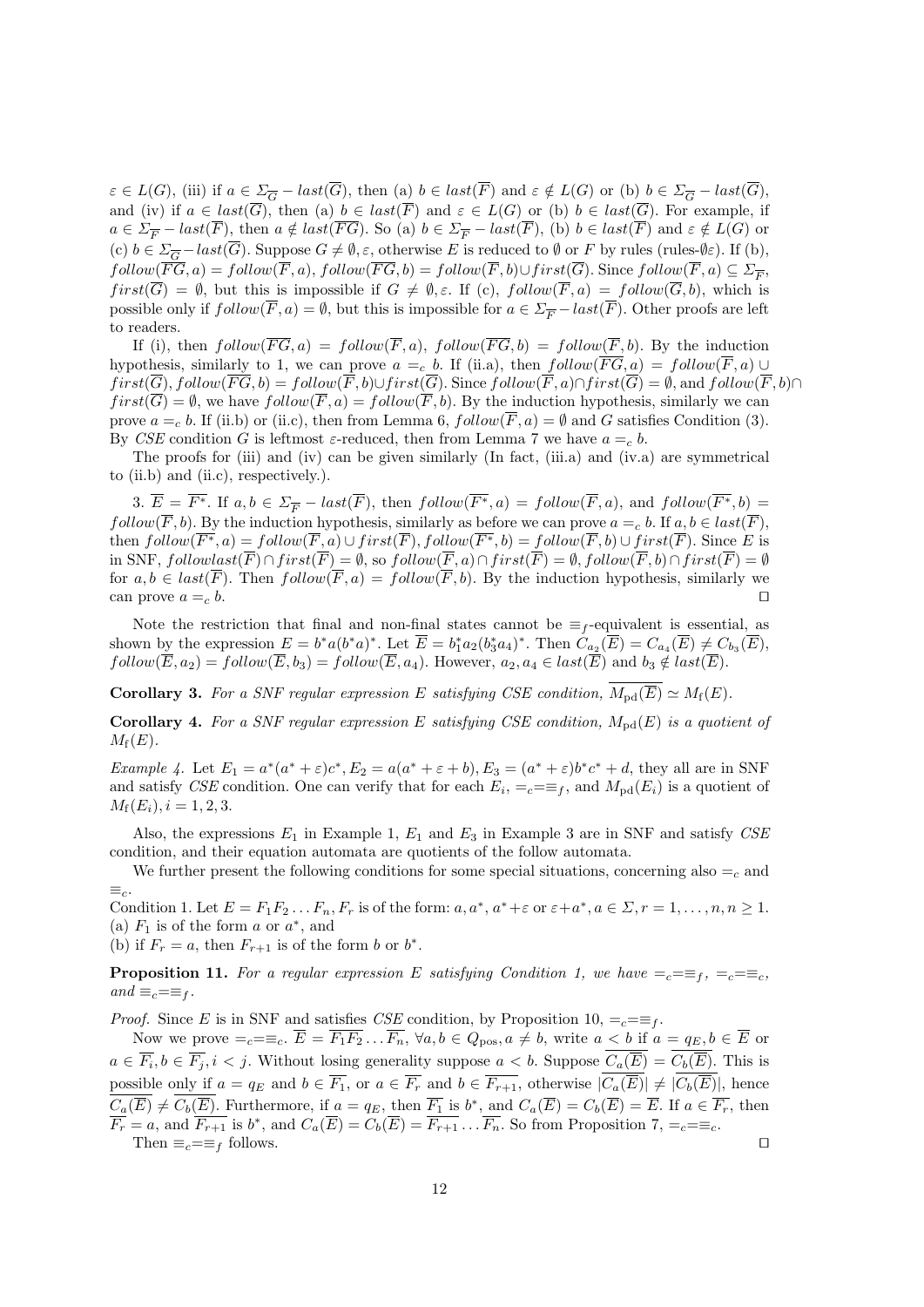$\varepsilon \in L(G)$, (iii) if $a \in \Sigma_{\overline{G}} - last(\overline{G})$, then (a) $b \in last(\overline{F})$ and $\varepsilon \notin L(G)$ or (b) $b \in \Sigma_{\overline{G}} - last(\overline{G})$, and (iv) if $a \in last(\overline{G})$, then (a) $b \in last(\overline{F})$ and $\varepsilon \in L(G)$ or (b) $b \in last(\overline{G})$. For example, if $a \in \Sigma_{\overline{F}} - last(\overline{F})$, then $a \notin last(\overline{FG})$. So (a) $b \in \Sigma_{\overline{F}} - last(\overline{F})$, (b) $b \in last(\overline{F})$ and $\varepsilon \notin L(G)$ or (c) $b \in \Sigma_{\overline{G}} - last(\overline{G})$. Suppose $G \neq \emptyset, \varepsilon$, otherwise $E$ is reduced to $\emptyset$ or $F$ by rules (rules-$\emptyset\varepsilon$). If (b), $follow(\overline{FG}, a) = follow(\overline{F}, a)$, $follow(\overline{FG}, b) = follow(\overline{F}, b) \cup first(\overline{G})$. Since $follow(\overline{F}, a) \subseteq \Sigma_{\overline{F}}$, $first(\overline{G}) = \emptyset$, but this is impossible if $G \neq \emptyset, \varepsilon$. If (c), $follow(\overline{F}, a) = follow(\overline{G}, b)$, which is possible only if $follow(\overline{F}, a) = \emptyset$, but this is impossible for $a \in \Sigma_{\overline{F}} - last(\overline{F})$. Other proofs are left to readers.

If (i), then $follow(\overline{FG}, a) = follow(\overline{F}, a)$, $follow(\overline{FG}, b) = follow(\overline{F}, b)$. By the induction hypothesis, similarly to 1, we can prove $a =_c b$. If (ii.a), then $follow(\overline{FG}, a) = follow(\overline{F}, a) \cup first(\overline{G})$, $follow(\overline{FG}, b) = follow(\overline{F}, b) \cup first(\overline{G})$. Since $follow(\overline{F}, a) \cap first(\overline{G}) = \emptyset$, and $follow(\overline{F}, b) \cap first(\overline{G}) = \emptyset$, we have $follow(\overline{F}, a) = follow(\overline{F}, b)$. By the induction hypothesis, similarly we can prove $a =_c b$. If (ii.b) or (ii.c), then from Lemma 6, $follow(\overline{F}, a) = \emptyset$ and $G$ satisfies Condition (3). By *CSE* condition $G$ is leftmost $\varepsilon$-reduced, then from Lemma 7 we have $a =_c b$.

The proofs for (iii) and (iv) can be given similarly (In fact, (iii.a) and (iv.a) are symmetrical to (ii.b) and (ii.c), respectively.).

3. $\overline{E} = \overline{F^*}$. If $a, b \in \Sigma_{\overline{F}} - last(\overline{F})$, then $follow(\overline{F^*}, a) = follow(\overline{F}, a)$, and $follow(\overline{F^*}, b) = follow(\overline{F}, b)$. By the induction hypothesis, similarly as before we can prove $a =_c b$. If $a, b \in last(\overline{F})$, then $follow(\overline{F^*}, a) = follow(\overline{F}, a) \cup first(\overline{F})$, $follow(\overline{F^*}, b) = follow(\overline{F}, b) \cup first(\overline{F})$. Since $E$ is in SNF, $followlast(\overline{F}) \cap first(\overline{F}) = \emptyset$, so $follow(\overline{F}, a) \cap first(\overline{F}) = \emptyset$, $follow(\overline{F}, b) \cap first(\overline{F}) = \emptyset$ for $a, b \in last(\overline{F})$. Then $follow(\overline{F}, a) = follow(\overline{F}, b)$. By the induction hypothesis, similarly we can prove $a =_c b$. $\square$

Note the restriction that final and non-final states cannot be $\equiv_f$-equivalent is essential, as shown by the expression $E = b^*a(b^*a)^*$. Let $\overline{E} = b_1^*a_2(b_3^*a_4)^*$. Then $C_{a_2}(\overline{E}) = C_{a_4}(\overline{E}) \neq C_{b_3}(\overline{E})$, $follow(\overline{E}, a_2) = follow(\overline{E}, b_3) = follow(\overline{E}, a_4)$. However, $a_2, a_4 \in last(\overline{E})$ and $b_3 \notin last(\overline{E})$.

**Corollary 3.** *For a SNF regular expression $E$ satisfying CSE condition, $\overline{M_{\mathrm{pd}}(\overline{E})} \simeq M_{\mathrm{f}}(E)$.*

**Corollary 4.** *For a SNF regular expression $E$ satisfying CSE condition, $M_{\mathrm{pd}}(E)$ is a quotient of $M_{\mathrm{f}}(E)$.*

*Example 4.* Let $E_1 = a^*(a^* + \varepsilon)c^*, E_2 = a(a^* + \varepsilon + b), E_3 = (a^* + \varepsilon)b^*c^* + d$, they all are in SNF and satisfy *CSE* condition. One can verify that for each $E_i$, $=_c = \equiv_f$, and $M_{\mathrm{pd}}(E_i)$ is a quotient of $M_{\mathrm{f}}(E_i), i = 1, 2, 3$.

Also, the expressions $E_1$ in Example 1, $E_1$ and $E_3$ in Example 3 are in SNF and satisfy *CSE* condition, and their equation automata are quotients of the follow automata.

We further present the following conditions for some special situations, concerning also $=_c$ and $\equiv_c$.

Condition 1. Let $E = F_1F_2 \ldots F_n, F_r$ is of the form: $a, a^*, a^* + \varepsilon$ or $\varepsilon + a^*, a \in \Sigma, r = 1, \ldots, n, n \geq 1$.
(a) $F_1$ is of the form $a$ or $a^*$, and
(b) if $F_r = a$, then $F_{r+1}$ is of the form $b$ or $b^*$.

**Proposition 11.** *For a regular expression $E$ satisfying Condition 1, we have $=_c = \equiv_f$, $=_c = \equiv_c$, and $\equiv_c = \equiv_f$.*

*Proof.* Since $E$ is in SNF and satisfies *CSE* condition, by Proposition 10, $=_c = \equiv_f$.

Now we prove $=_c = \equiv_c$. $\overline{E} = \overline{F_1F_2} \ldots \overline{F_n}$, $\forall a, b \in Q_{\mathrm{pos}}, a \neq b$, write $a < b$ if $a = q_E, b \in \overline{E}$ or $a \in \overline{F_i}, b \in \overline{F_j}, i < j$. Without losing generality suppose $a < b$. Suppose $\overline{C_a(\overline{E})} = \overline{C_b(\overline{E})}$. This is possible only if $a = q_E$ and $b \in \overline{F_1}$, or $a \in \overline{F_r}$ and $b \in \overline{F_{r+1}}$, otherwise $|\overline{C_a(\overline{E})}| \neq |\overline{C_b(\overline{E})}|$, hence $\overline{C_a(\overline{E})} \neq \overline{C_b(\overline{E})}$. Furthermore, if $a = q_E$, then $\overline{F_1}$ is $b^*$, and $C_a(\overline{E}) = C_b(\overline{E}) = \overline{E}$. If $a \in \overline{F_r}$, then $\overline{F_r} = a$, and $\overline{F_{r+1}}$ is $b^*$, and $C_a(\overline{E}) = C_b(\overline{E}) = \overline{F_{r+1}} \ldots \overline{F_n}$. So from Proposition 7, $=_c = \equiv_c$.

Then $\equiv_c = \equiv_f$ follows. $\square$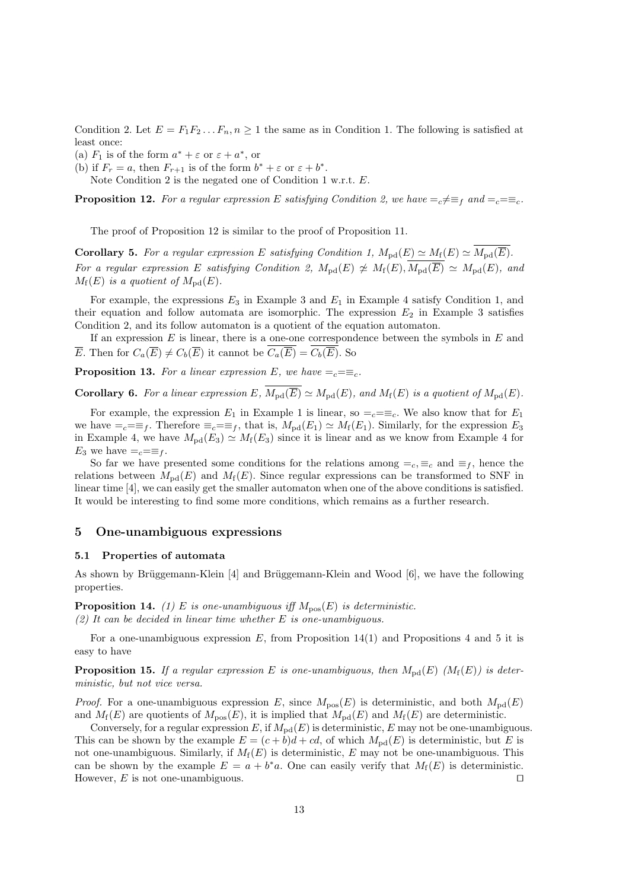Condition 2. Let $E = F_1F_2 \ldots F_n, n \geq 1$ the same as in Condition 1. The following is satisfied at least once:

(a) $F_1$ is of the form $a^* + \varepsilon$ or $\varepsilon + a^*$, or

(b) if $F_r = a$, then $F_{r+1}$ is of the form $b^* + \varepsilon$ or $\varepsilon + b^*$.

Note Condition 2 is the negated one of Condition 1 w.r.t. $E$.

**Proposition 12.** *For a regular expression $E$ satisfying Condition 2, we have $=_c \neq \equiv_f$ and $=_c = \equiv_c$.*

The proof of Proposition 12 is similar to the proof of Proposition 11.

**Corollary 5.** *For a regular expression $E$ satisfying Condition 1, $M_{\rm pd}(E) \simeq M_{\rm f}(E) \simeq \overline{M_{\rm pd}(\overline{E})}$. For a regular expression $E$ satisfying Condition 2, $M_{\rm pd}(E) \not\simeq M_{\rm f}(E), \overline{M_{\rm pd}(\overline{E})} \simeq M_{\rm pd}(E)$, and $M_{\rm f}(E)$ is a quotient of $M_{\rm pd}(E)$.*

For example, the expressions $E_3$ in Example 3 and $E_1$ in Example 4 satisfy Condition 1, and their equation and follow automata are isomorphic. The expression $E_2$ in Example 3 satisfies Condition 2, and its follow automaton is a quotient of the equation automaton.

If an expression $E$ is linear, there is a one-one correspondence between the symbols in $E$ and $\overline{E}$. Then for $C_a(\overline{E}) \neq C_b(\overline{E})$ it cannot be $\overline{C_a(\overline{E})} = \overline{C_b(\overline{E})}$. So

**Proposition 13.** *For a linear expression $E$, we have $=_c = \equiv_c$.*

**Corollary 6.** *For a linear expression $E$, $\overline{M_{\rm pd}(\overline{E})} \simeq M_{\rm pd}(E)$, and $M_{\rm f}(E)$ is a quotient of $M_{\rm pd}(E)$.*

For example, the expression $E_1$ in Example 1 is linear, so $=_c = \equiv_c$. We also know that for $E_1$ we have $=_c = \equiv_f$. Therefore $\equiv_c = \equiv_f$, that is, $M_{\rm pd}(E_1) \simeq M_{\rm f}(E_1)$. Similarly, for the expression $E_3$ in Example 4, we have $M_{\rm pd}(E_3) \simeq M_{\rm f}(E_3)$ since it is linear and as we know from Example 4 for $E_3$ we have $=_c = \equiv_f$.

So far we have presented some conditions for the relations among $=_c, \equiv_c$ and $\equiv_f$, hence the relations between $M_{\rm pd}(E)$ and $M_{\rm f}(E)$. Since regular expressions can be transformed to SNF in linear time [4], we can easily get the smaller automaton when one of the above conditions is satisfied. It would be interesting to find some more conditions, which remains as a further research.

## 5 One-unambiguous expressions

### 5.1 Properties of automata

As shown by Brüggemann-Klein [4] and Brüggemann-Klein and Wood [6], we have the following properties.

**Proposition 14.** *(1) $E$ is one-unambiguous iff $M_{\rm pos}(E)$ is deterministic.*
*(2) It can be decided in linear time whether $E$ is one-unambiguous.*

For a one-unambiguous expression $E$, from Proposition 14(1) and Propositions 4 and 5 it is easy to have

**Proposition 15.** *If a regular expression $E$ is one-unambiguous, then $M_{\rm pd}(E)$ ($M_{\rm f}(E)$) is deterministic, but not vice versa.*

*Proof.* For a one-unambiguous expression $E$, since $M_{\rm pos}(E)$ is deterministic, and both $M_{\rm pd}(E)$ and $M_{\rm f}(E)$ are quotients of $M_{\rm pos}(E)$, it is implied that $M_{\rm pd}(E)$ and $M_{\rm f}(E)$ are deterministic.

Conversely, for a regular expression $E$, if $M_{\rm pd}(E)$ is deterministic, $E$ may not be one-unambiguous. This can be shown by the example $E = (c + b)d + cd$, of which $M_{\rm pd}(E)$ is deterministic, but $E$ is not one-unambiguous. Similarly, if $M_{\rm f}(E)$ is deterministic, $E$ may not be one-unambiguous. This can be shown by the example $E = a + b^*a$. One can easily verify that $M_{\rm f}(E)$ is deterministic. However, $E$ is not one-unambiguous. □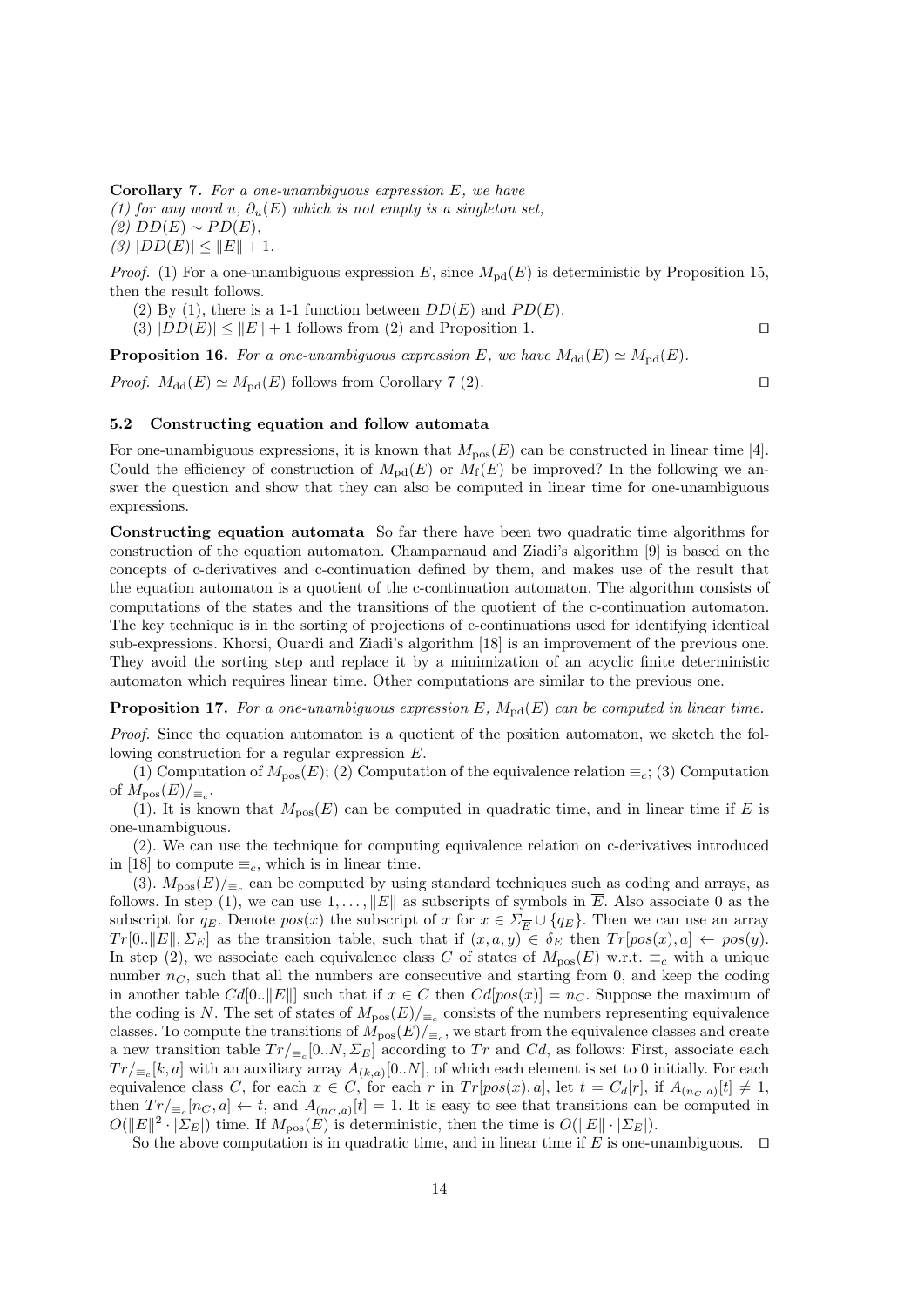**Corollary 7.** *For a one-unambiguous expression $E$, we have*
*(1) for any word $u$, $\partial_u(E)$ which is not empty is a singleton set,*
*(2) $DD(E) \sim PD(E)$,*
*(3) $|DD(E)| \leq \|E\| + 1$.*

*Proof.* (1) For a one-unambiguous expression $E$, since $M_{\mathrm{pd}}(E)$ is deterministic by Proposition 15, then the result follows.

(2) By (1), there is a 1-1 function between $DD(E)$ and $PD(E)$.

(3) $|DD(E)| \leq \|E\| + 1$ follows from (2) and Proposition 1. ◻

**Proposition 16.** *For a one-unambiguous expression $E$, we have $M_{\mathrm{dd}}(E) \simeq M_{\mathrm{pd}}(E)$.*

*Proof.* $M_{\mathrm{dd}}(E) \simeq M_{\mathrm{pd}}(E)$ follows from Corollary 7 (2). ◻

### 5.2 Constructing equation and follow automata

For one-unambiguous expressions, it is known that $M_{\mathrm{pos}}(E)$ can be constructed in linear time [4]. Could the efficiency of construction of $M_{\mathrm{pd}}(E)$ or $M_{\mathrm{f}}(E)$ be improved? In the following we answer the question and show that they can also be computed in linear time for one-unambiguous expressions.

**Constructing equation automata** So far there have been two quadratic time algorithms for construction of the equation automaton. Champarnaud and Ziadi's algorithm [9] is based on the concepts of c-derivatives and c-continuation defined by them, and makes use of the result that the equation automaton is a quotient of the c-continuation automaton. The algorithm consists of computations of the states and the transitions of the quotient of the c-continuation automaton. The key technique is in the sorting of projections of c-continuations used for identifying identical sub-expressions. Khorsi, Ouardi and Ziadi's algorithm [18] is an improvement of the previous one. They avoid the sorting step and replace it by a minimization of an acyclic finite deterministic automaton which requires linear time. Other computations are similar to the previous one.

**Proposition 17.** *For a one-unambiguous expression $E$, $M_{\mathrm{pd}}(E)$ can be computed in linear time.*

*Proof.* Since the equation automaton is a quotient of the position automaton, we sketch the following construction for a regular expression $E$.

(1) Computation of $M_{\mathrm{pos}}(E)$; (2) Computation of the equivalence relation $\equiv_c$; (3) Computation of $M_{\mathrm{pos}}(E)/_{\equiv_c}$.

(1). It is known that $M_{\mathrm{pos}}(E)$ can be computed in quadratic time, and in linear time if $E$ is one-unambiguous.

(2). We can use the technique for computing equivalence relation on c-derivatives introduced in [18] to compute $\equiv_c$, which is in linear time.

(3). $M_{\mathrm{pos}}(E)/_{\equiv_c}$ can be computed by using standard techniques such as coding and arrays, as follows. In step (1), we can use $1, \dots, \|E\|$ as subscripts of symbols in $\overline{E}$. Also associate 0 as the subscript for $q_E$. Denote $pos(x)$ the subscript of $x$ for $x \in \Sigma_{\overline{E}} \cup \{q_E\}$. Then we can use an array $Tr[0..\|E\|, \Sigma_E]$ as the transition table, such that if $(x, a, y) \in \delta_E$ then $Tr[pos(x), a] \leftarrow pos(y)$. In step (2), we associate each equivalence class $C$ of states of $M_{\mathrm{pos}}(E)$ w.r.t. $\equiv_c$ with a unique number $n_C$, such that all the numbers are consecutive and starting from 0, and keep the coding in another table $Cd[0..\|E\|]$ such that if $x \in C$ then $Cd[pos(x)] = n_C$. Suppose the maximum of the coding is $N$. The set of states of $M_{\mathrm{pos}}(E)/_{\equiv_c}$ consists of the numbers representing equivalence classes. To compute the transitions of $M_{\mathrm{pos}}(E)/_{\equiv_c}$, we start from the equivalence classes and create a new transition table $Tr/_{\equiv_c}[0..N, \Sigma_E]$ according to $Tr$ and $Cd$, as follows: First, associate each $Tr/_{\equiv_c}[k, a]$ with an auxiliary array $A_{(k,a)}[0..N]$, of which each element is set to 0 initially. For each equivalence class $C$, for each $x \in C$, for each $r$ in $Tr[pos(x), a]$, let $t = C_d[r]$, if $A_{(n_C,a)}[t] \neq 1$, then $Tr/_{\equiv_c}[n_C, a] \leftarrow t$, and $A_{(n_C,a)}[t] = 1$. It is easy to see that transitions can be computed in $O(\|E\|^2 \cdot |\Sigma_E|)$ time. If $M_{\mathrm{pos}}(E)$ is deterministic, then the time is $O(\|E\| \cdot |\Sigma_E|)$.

So the above computation is in quadratic time, and in linear time if $E$ is one-unambiguous. ◻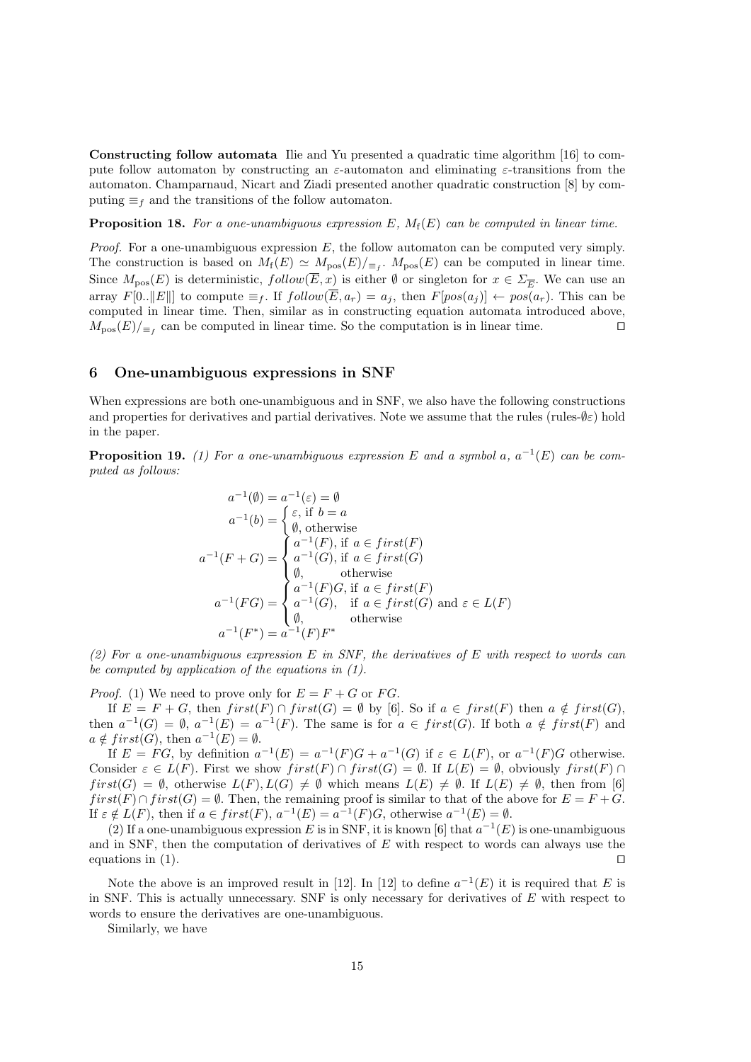**Constructing follow automata** Ilie and Yu presented a quadratic time algorithm [16] to compute follow automaton by constructing an $\varepsilon$-automaton and eliminating $\varepsilon$-transitions from the automaton. Champarnaud, Nicart and Ziadi presented another quadratic construction [8] by computing $\equiv_f$ and the transitions of the follow automaton.

**Proposition 18.** *For a one-unambiguous expression $E$, $M_f(E)$ can be computed in linear time.*

*Proof.* For a one-unambiguous expression $E$, the follow automaton can be computed very simply. The construction is based on $M_f(E) \simeq M_{\text{pos}}(E)/_{\equiv_f}$. $M_{\text{pos}}(E)$ can be computed in linear time. Since $M_{\text{pos}}(E)$ is deterministic, $follow(\overline{E}, x)$ is either $\emptyset$ or singleton for $x \in \Sigma_{\overline{E}}$. We can use an array $F[0..\|E\|]$ to compute $\equiv_f$. If $follow(\overline{E}, a_r) = a_j$, then $F[pos(a_j)] \leftarrow pos(a_r)$. This can be computed in linear time. Then, similar as in constructing equation automata introduced above, $M_{\text{pos}}(E)/_{\equiv_f}$ can be computed in linear time. So the computation is in linear time. $\square$

## 6 One-unambiguous expressions in SNF

When expressions are both one-unambiguous and in SNF, we also have the following constructions and properties for derivatives and partial derivatives. Note we assume that the rules (rules-$\emptyset\varepsilon$) hold in the paper.

**Proposition 19.** *(1) For a one-unambiguous expression $E$ and a symbol $a$, $a^{-1}(E)$ can be computed as follows:*

$$
\begin{aligned}
a^{-1}(\emptyset) &= a^{-1}(\varepsilon) = \emptyset \\
a^{-1}(b) &= \begin{cases} \varepsilon, \text{ if } b = a \\ \emptyset, \text{ otherwise} \end{cases} \\
a^{-1}(F+G) &= \begin{cases} a^{-1}(F), \text{ if } a \in first(F) \\ a^{-1}(G), \text{ if } a \in first(G) \\ \emptyset, \qquad \text{otherwise} \end{cases} \\
a^{-1}(FG) &= \begin{cases} a^{-1}(F)G, \text{ if } a \in first(F) \\ a^{-1}(G), \quad \text{if } a \in first(G) \text{ and } \varepsilon \in L(F) \\ \emptyset, \qquad \text{otherwise} \end{cases} \\
a^{-1}(F^*) &= a^{-1}(F)F^*
\end{aligned}
$$

*(2) For a one-unambiguous expression $E$ in SNF, the derivatives of $E$ with respect to words can be computed by application of the equations in (1).*

*Proof.* (1) We need to prove only for $E = F + G$ or $FG$.

If $E = F + G$, then $first(F) \cap first(G) = \emptyset$ by [6]. So if $a \in first(F)$ then $a \notin first(G)$, then $a^{-1}(G) = \emptyset$, $a^{-1}(E) = a^{-1}(F)$. The same is for $a \in first(G)$. If both $a \notin first(F)$ and $a \notin first(G)$, then $a^{-1}(E) = \emptyset$.

If $E = FG$, by definition $a^{-1}(E) = a^{-1}(F)G + a^{-1}(G)$ if $\varepsilon \in L(F)$, or $a^{-1}(F)G$ otherwise. Consider $\varepsilon \in L(F)$. First we show $first(F) \cap first(G) = \emptyset$. If $L(E) = \emptyset$, obviously $first(F) \cap first(G) = \emptyset$, otherwise $L(F), L(G) \neq \emptyset$ which means $L(E) \neq \emptyset$. If $L(E) \neq \emptyset$, then from [6] $first(F) \cap first(G) = \emptyset$. Then, the remaining proof is similar to that of the above for $E = F + G$. If $\varepsilon \notin L(F)$, then if $a \in first(F)$, $a^{-1}(E) = a^{-1}(F)G$, otherwise $a^{-1}(E) = \emptyset$.

(2) If a one-unambiguous expression $E$ is in SNF, it is known [6] that $a^{-1}(E)$ is one-unambiguous and in SNF, then the computation of derivatives of $E$ with respect to words can always use the equations in (1). $\square$

Note the above is an improved result in [12]. In [12] to define $a^{-1}(E)$ it is required that $E$ is in SNF. This is actually unnecessary. SNF is only necessary for derivatives of $E$ with respect to words to ensure the derivatives are one-unambiguous.

Similarly, we have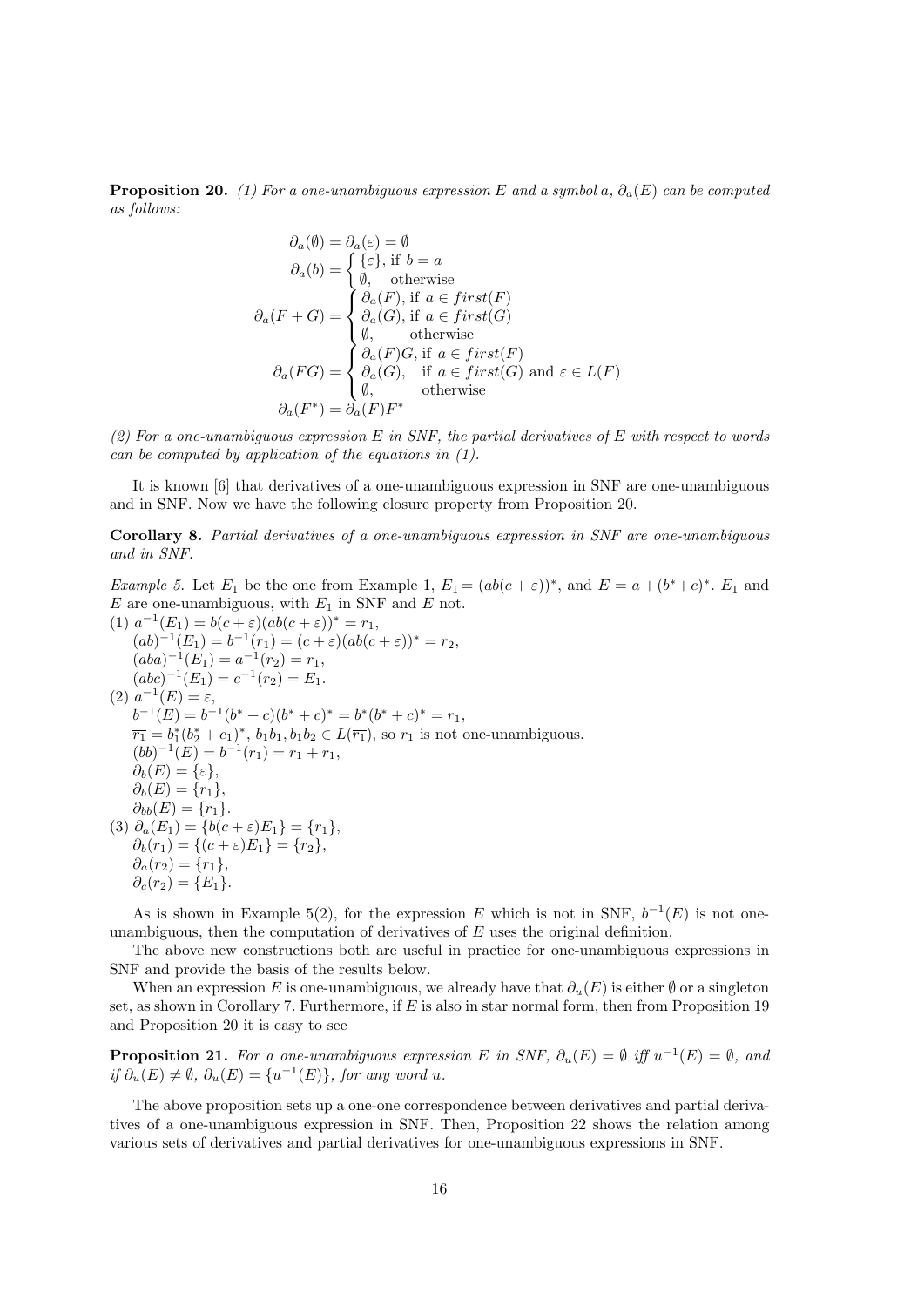**Proposition 20.** *(1) For a one-unambiguous expression $E$ and a symbol $a$, $\partial_a(E)$ can be computed as follows:*

$$
\begin{aligned}
\partial_a(\emptyset) &= \partial_a(\varepsilon) = \emptyset \\
\partial_a(b) &= \begin{cases} \{\varepsilon\}, \text{ if } b = a \\ \emptyset, \quad \text{otherwise} \end{cases} \\
\partial_a(F+G) &= \begin{cases} \partial_a(F), \text{ if } a \in first(F) \\ \partial_a(G), \text{ if } a \in first(G) \\ \emptyset, \qquad \text{otherwise} \end{cases} \\
\partial_a(FG) &= \begin{cases} \partial_a(F)G, \text{ if } a \in first(F) \\ \partial_a(G), \quad \text{if } a \in first(G) \text{ and } \varepsilon \in L(F) \\ \emptyset, \qquad \text{otherwise} \end{cases} \\
\partial_a(F^*) &= \partial_a(F)F^*
\end{aligned}
$$

*(2) For a one-unambiguous expression $E$ in SNF, the partial derivatives of $E$ with respect to words can be computed by application of the equations in (1).*

It is known [6] that derivatives of a one-unambiguous expression in SNF are one-unambiguous and in SNF. Now we have the following closure property from Proposition 20.

**Corollary 8.** *Partial derivatives of a one-unambiguous expression in SNF are one-unambiguous and in SNF.*

*Example 5.* Let $E_1$ be the one from Example 1, $E_1 = (ab(c+\varepsilon))^*$, and $E = a + (b^*+c)^*$. $E_1$ and $E$ are one-unambiguous, with $E_1$ in SNF and $E$ not.

(1) $a^{-1}(E_1) = b(c+\varepsilon)(ab(c+\varepsilon))^* = r_1$,
$(ab)^{-1}(E_1) = b^{-1}(r_1) = (c+\varepsilon)(ab(c+\varepsilon))^* = r_2$,
$(aba)^{-1}(E_1) = a^{-1}(r_2) = r_1$,
$(abc)^{-1}(E_1) = c^{-1}(r_2) = E_1$.

(2) $a^{-1}(E) = \varepsilon$,
$b^{-1}(E) = b^{-1}(b^*+c)(b^*+c)^* = b^*(b^*+c)^* = r_1$,
$\overline{r_1} = b_1^*(b_2^*+c_1)^*$, $b_1b_1, b_1b_2 \in L(\overline{r_1})$, so $r_1$ is not one-unambiguous.
$(bb)^{-1}(E) = b^{-1}(r_1) = r_1 + r_1$,
$\partial_b(E) = \{\varepsilon\}$,
$\partial_b(E) = \{r_1\}$,
$\partial_{bb}(E) = \{r_1\}$.

(3) $\partial_a(E_1) = \{b(c+\varepsilon)E_1\} = \{r_1\}$,
$\partial_b(r_1) = \{(c+\varepsilon)E_1\} = \{r_2\}$,
$\partial_a(r_2) = \{r_1\}$,
$\partial_c(r_2) = \{E_1\}$.

As is shown in Example 5(2), for the expression $E$ which is not in SNF, $b^{-1}(E)$ is not one-unambiguous, then the computation of derivatives of $E$ uses the original definition.

The above new constructions both are useful in practice for one-unambiguous expressions in SNF and provide the basis of the results below.

When an expression $E$ is one-unambiguous, we already have that $\partial_u(E)$ is either $\emptyset$ or a singleton set, as shown in Corollary 7. Furthermore, if $E$ is also in star normal form, then from Proposition 19 and Proposition 20 it is easy to see

**Proposition 21.** *For a one-unambiguous expression $E$ in SNF, $\partial_u(E) = \emptyset$ iff $u^{-1}(E) = \emptyset$, and if $\partial_u(E) \neq \emptyset$, $\partial_u(E) = \{u^{-1}(E)\}$, for any word $u$.*

The above proposition sets up a one-one correspondence between derivatives and partial derivatives of a one-unambiguous expression in SNF. Then, Proposition 22 shows the relation among various sets of derivatives and partial derivatives for one-unambiguous expressions in SNF.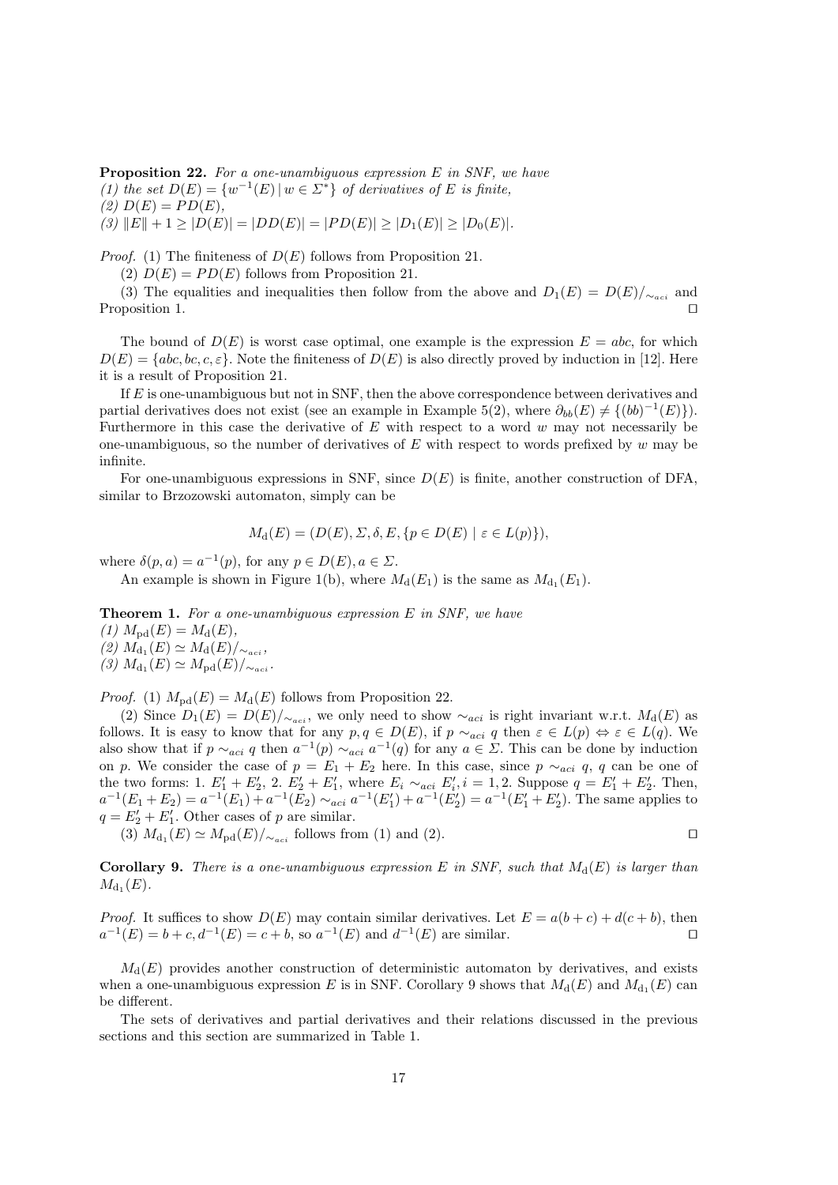**Proposition 22.** *For a one-unambiguous expression $E$ in SNF, we have*
*(1) the set $D(E) = \{w^{-1}(E) \mid w \in \Sigma^*\}$ of derivatives of $E$ is finite,*
*(2) $D(E) = PD(E)$,*
*(3) $\|E\| + 1 \geq |D(E)| = |DD(E)| = |PD(E)| \geq |D_1(E)| \geq |D_0(E)|$.*

*Proof.* (1) The finiteness of $D(E)$ follows from Proposition 21.

(2) $D(E) = PD(E)$ follows from Proposition 21.

(3) The equalities and inequalities then follow from the above and $D_1(E) = D(E)/_{\sim_{aci}}$ and Proposition 1. □

The bound of $D(E)$ is worst case optimal, one example is the expression $E = abc$, for which $D(E) = \{abc, bc, c, \varepsilon\}$. Note the finiteness of $D(E)$ is also directly proved by induction in [12]. Here it is a result of Proposition 21.

If $E$ is one-unambiguous but not in SNF, then the above correspondence between derivatives and partial derivatives does not exist (see an example in Example 5(2), where $\partial_{bb}(E) \neq \{(bb)^{-1}(E)\}$). Furthermore in this case the derivative of $E$ with respect to a word $w$ may not necessarily be one-unambiguous, so the number of derivatives of $E$ with respect to words prefixed by $w$ may be infinite.

For one-unambiguous expressions in SNF, since $D(E)$ is finite, another construction of DFA, similar to Brzozowski automaton, simply can be

$$M_{\mathrm{d}}(E) = (D(E), \Sigma, \delta, E, \{p \in D(E) \mid \varepsilon \in L(p)\}),$$

where $\delta(p, a) = a^{-1}(p)$, for any $p \in D(E), a \in \Sigma$.

An example is shown in Figure 1(b), where $M_{\mathrm{d}}(E_1)$ is the same as $M_{\mathrm{d}_1}(E_1)$.

**Theorem 1.** *For a one-unambiguous expression $E$ in SNF, we have*
*(1) $M_{\mathrm{pd}}(E) = M_{\mathrm{d}}(E)$,*
*(2) $M_{\mathrm{d}_1}(E) \simeq M_{\mathrm{d}}(E)/_{\sim_{aci}}$,*
*(3) $M_{\mathrm{d}_1}(E) \simeq M_{\mathrm{pd}}(E)/_{\sim_{aci}}$.*

*Proof.* (1) $M_{\mathrm{pd}}(E) = M_{\mathrm{d}}(E)$ follows from Proposition 22.

(2) Since $D_1(E) = D(E)/_{\sim_{aci}}$, we only need to show $\sim_{aci}$ is right invariant w.r.t. $M_{\mathrm{d}}(E)$ as follows. It is easy to know that for any $p, q \in D(E)$, if $p \sim_{aci} q$ then $\varepsilon \in L(p) \Leftrightarrow \varepsilon \in L(q)$. We also show that if $p \sim_{aci} q$ then $a^{-1}(p) \sim_{aci} a^{-1}(q)$ for any $a \in \Sigma$. This can be done by induction on $p$. We consider the case of $p = E_1 + E_2$ here. In this case, since $p \sim_{aci} q$, $q$ can be one of the two forms: 1. $E_1' + E_2'$, 2. $E_2' + E_1'$, where $E_i \sim_{aci} E_i', i = 1, 2$. Suppose $q = E_1' + E_2'$. Then, $a^{-1}(E_1 + E_2) = a^{-1}(E_1) + a^{-1}(E_2) \sim_{aci} a^{-1}(E_1') + a^{-1}(E_2') = a^{-1}(E_1' + E_2')$. The same applies to $q = E_2' + E_1'$. Other cases of $p$ are similar.

(3) $M_{\mathrm{d}_1}(E) \simeq M_{\mathrm{pd}}(E)/_{\sim_{aci}}$ follows from (1) and (2). □

**Corollary 9.** *There is a one-unambiguous expression $E$ in SNF, such that $M_{\mathrm{d}}(E)$ is larger than $M_{\mathrm{d}_1}(E)$.*

*Proof.* It suffices to show $D(E)$ may contain similar derivatives. Let $E = a(b + c) + d(c + b)$, then $a^{-1}(E) = b + c, d^{-1}(E) = c + b$, so $a^{-1}(E)$ and $d^{-1}(E)$ are similar. □

$M_{\mathrm{d}}(E)$ provides another construction of deterministic automaton by derivatives, and exists when a one-unambiguous expression $E$ is in SNF. Corollary 9 shows that $M_{\mathrm{d}}(E)$ and $M_{\mathrm{d}_1}(E)$ can be different.

The sets of derivatives and partial derivatives and their relations discussed in the previous sections and this section are summarized in Table 1.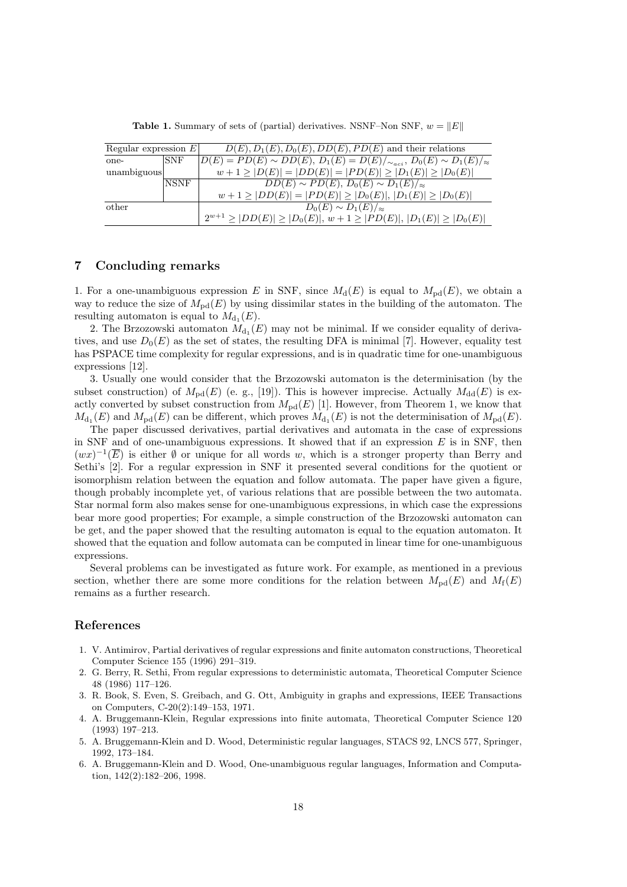**Table 1.** Summary of sets of (partial) derivatives. NSNF–Non SNF, $w = \|E\|$

| Regular expression $E$ | | $D(E), D_1(E), D_0(E), DD(E), PD(E)$ and their relations |
|---|---|---|
| one-unambiguous | SNF | $D(E) = PD(E) \sim DD(E)$, $D_1(E) = D(E)/_{\sim_{aci}}$, $D_0(E) \sim D_1(E)/_{\approx}$ |
| | | $w + 1 \geq \|D(E)\| = \|DD(E)\| = \|PD(E)\| \geq \|D_1(E)\| \geq \|D_0(E)\|$ |
| | NSNF | $DD(E) \sim PD(E)$, $D_0(E) \sim D_1(E)/_{\approx}$ |
| | | $w + 1 \geq \|DD(E)\| = \|PD(E)\| \geq \|D_0(E)\|$, $\|D_1(E)\| \geq \|D_0(E)\|$ |
| other | | $D_0(E) \sim D_1(E)/_{\approx}$ |
| | | $2^{w+1} \geq \|DD(E)\| \geq \|D_0(E)\|$, $w + 1 \geq \|PD(E)\|$, $\|D_1(E)\| \geq \|D_0(E)\|$ |

## 7 Concluding remarks

1. For a one-unambiguous expression $E$ in SNF, since $M_{\mathrm{d}}(E)$ is equal to $M_{\mathrm{pd}}(E)$, we obtain a way to reduce the size of $M_{\mathrm{pd}}(E)$ by using dissimilar states in the building of the automaton. The resulting automaton is equal to $M_{\mathrm{d}_1}(E)$.

2. The Brzozowski automaton $M_{\mathrm{d}_1}(E)$ may not be minimal. If we consider equality of derivatives, and use $D_0(E)$ as the set of states, the resulting DFA is minimal [7]. However, equality test has PSPACE time complexity for regular expressions, and is in quadratic time for one-unambiguous expressions [12].

3. Usually one would consider that the Brzozowski automaton is the determinisation (by the subset construction) of $M_{\mathrm{pd}}(E)$ (e. g., [19]). This is however imprecise. Actually $M_{\mathrm{dd}}(E)$ is exactly converted by subset construction from $M_{\mathrm{pd}}(E)$ [1]. However, from Theorem 1, we know that $M_{\mathrm{d}_1}(E)$ and $M_{\mathrm{pd}}(E)$ can be different, which proves $M_{\mathrm{d}_1}(E)$ is not the determinisation of $M_{\mathrm{pd}}(E)$.

The paper discussed derivatives, partial derivatives and automata in the case of expressions in SNF and of one-unambiguous expressions. It showed that if an expression $E$ is in SNF, then $(wx)^{-1}(\overline{E})$ is either $\emptyset$ or unique for all words $w$, which is a stronger property than Berry and Sethi's [2]. For a regular expression in SNF it presented several conditions for the quotient or isomorphism relation between the equation and follow automata. The paper have given a figure, though probably incomplete yet, of various relations that are possible between the two automata. Star normal form also makes sense for one-unambiguous expressions, in which case the expressions bear more good properties; For example, a simple construction of the Brzozowski automaton can be get, and the paper showed that the resulting automaton is equal to the equation automaton. It showed that the equation and follow automata can be computed in linear time for one-unambiguous expressions.

Several problems can be investigated as future work. For example, as mentioned in a previous section, whether there are some more conditions for the relation between $M_{\mathrm{pd}}(E)$ and $M_{\mathrm{f}}(E)$ remains as a further research.

## References

1. V. Antimirov, Partial derivatives of regular expressions and finite automaton constructions, Theoretical Computer Science 155 (1996) 291–319.
2. G. Berry, R. Sethi, From regular expressions to deterministic automata, Theoretical Computer Science 48 (1986) 117–126.
3. R. Book, S. Even, S. Greibach, and G. Ott, Ambiguity in graphs and expressions, IEEE Transactions on Computers, C-20(2):149–153, 1971.
4. A. Bruggemann-Klein, Regular expressions into finite automata, Theoretical Computer Science 120 (1993) 197–213.
5. A. Bruggemann-Klein and D. Wood, Deterministic regular languages, STACS 92, LNCS 577, Springer, 1992, 173–184.
6. A. Bruggemann-Klein and D. Wood, One-unambiguous regular languages, Information and Computation, 142(2):182–206, 1998.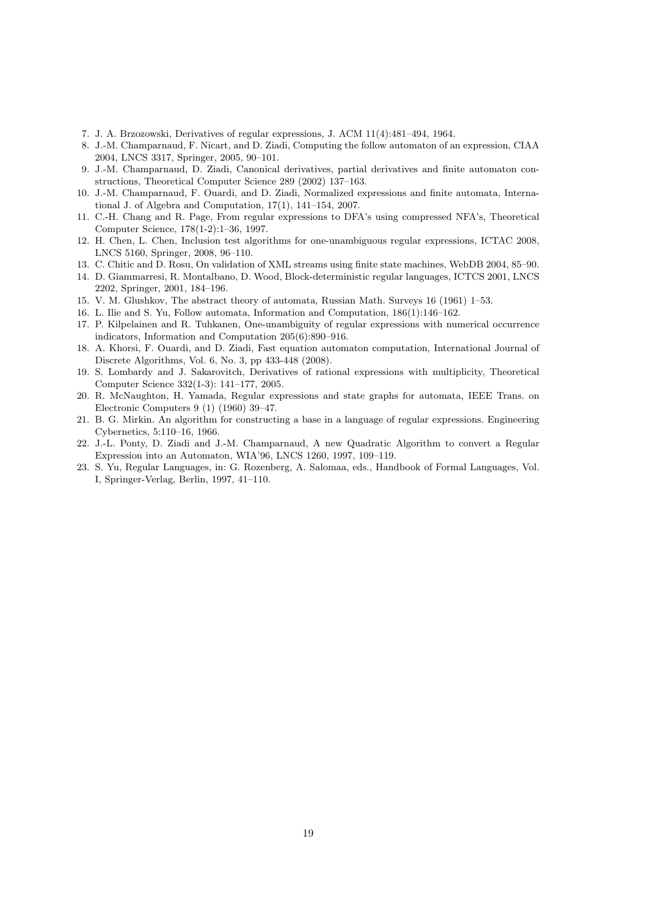7. J. A. Brzozowski, Derivatives of regular expressions, J. ACM 11(4):481–494, 1964.
8. J.-M. Champarnaud, F. Nicart, and D. Ziadi, Computing the follow automaton of an expression, CIAA 2004, LNCS 3317, Springer, 2005, 90–101.
9. J.-M. Champarnaud, D. Ziadi, Canonical derivatives, partial derivatives and finite automaton constructions, Theoretical Computer Science 289 (2002) 137–163.
10. J.-M. Champarnaud, F. Ouardi, and D. Ziadi, Normalized expressions and finite automata, International J. of Algebra and Computation, 17(1), 141–154, 2007.
11. C.-H. Chang and R. Page, From regular expressions to DFA's using compressed NFA's, Theoretical Computer Science, 178(1-2):1–36, 1997.
12. H. Chen, L. Chen, Inclusion test algorithms for one-unambiguous regular expressions, ICTAC 2008, LNCS 5160, Springer, 2008, 96–110.
13. C. Chitic and D. Rosu, On validation of XML streams using finite state machines, WebDB 2004, 85–90.
14. D. Giammarresi, R. Montalbano, D. Wood, Block-deterministic regular languages, ICTCS 2001, LNCS 2202, Springer, 2001, 184–196.
15. V. M. Glushkov, The abstract theory of automata, Russian Math. Surveys 16 (1961) 1–53.
16. L. Ilie and S. Yu, Follow automata, Information and Computation, 186(1):146–162.
17. P. Kilpelainen and R. Tuhkanen, One-unambiguity of regular expressions with numerical occurrence indicators, Information and Computation 205(6):890–916.
18. A. Khorsi, F. Ouardi, and D. Ziadi, Fast equation automaton computation, International Journal of Discrete Algorithms, Vol. 6, No. 3, pp 433-448 (2008).
19. S. Lombardy and J. Sakarovitch, Derivatives of rational expressions with multiplicity, Theoretical Computer Science 332(1-3): 141–177, 2005.
20. R. McNaughton, H. Yamada, Regular expressions and state graphs for automata, IEEE Trans. on Electronic Computers 9 (1) (1960) 39–47.
21. B. G. Mirkin. An algorithm for constructing a base in a language of regular expressions. Engineering Cybernetics, 5:110–16, 1966.
22. J.-L. Ponty, D. Ziadi and J.-M. Champarnaud, A new Quadratic Algorithm to convert a Regular Expression into an Automaton, WIA'96, LNCS 1260, 1997, 109–119.
23. S. Yu, Regular Languages, in: G. Rozenberg, A. Salomaa, eds., Handbook of Formal Languages, Vol. I, Springer-Verlag, Berlin, 1997, 41–110.